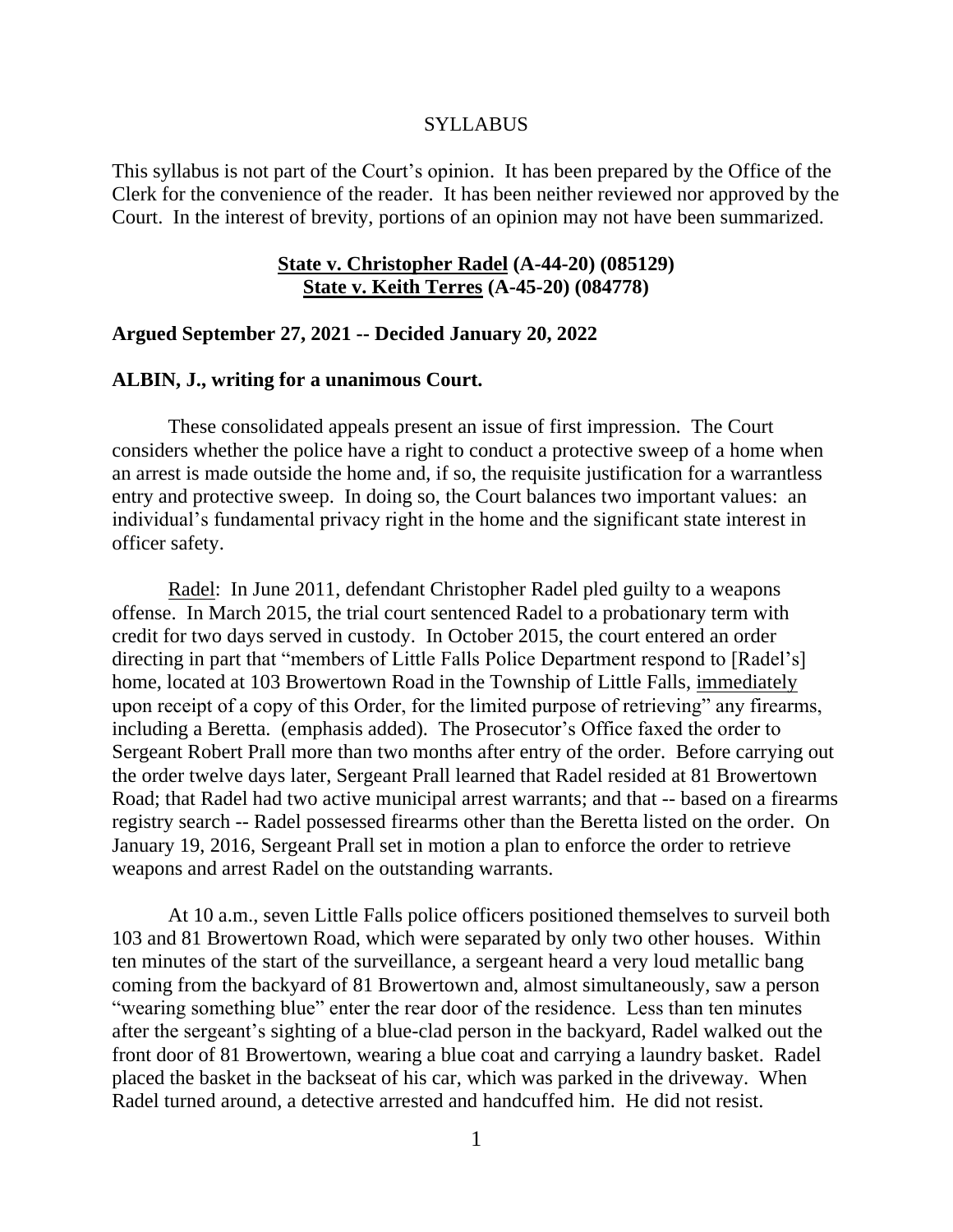SYLLABUS

This syllabus is not part of the Court's opinion. It has been prepared by the Office of the Clerk for the convenience of the reader. It has been neither reviewed nor approved by the Court. In the interest of brevity, portions of an opinion may not have been summarized.

**State v. Christopher Radel (A-44-20) (085129)**
**State v. Keith Terres (A-45-20) (084778)**

**Argued September 27, 2021 -- Decided January 20, 2022**

**ALBIN, J., writing for a unanimous Court.**

These consolidated appeals present an issue of first impression. The Court considers whether the police have a right to conduct a protective sweep of a home when an arrest is made outside the home and, if so, the requisite justification for a warrantless entry and protective sweep. In doing so, the Court balances two important values: an individual's fundamental privacy right in the home and the significant state interest in officer safety.

Radel: In June 2011, defendant Christopher Radel pled guilty to a weapons offense. In March 2015, the trial court sentenced Radel to a probationary term with credit for two days served in custody. In October 2015, the court entered an order directing in part that "members of Little Falls Police Department respond to [Radel's] home, located at 103 Browertown Road in the Township of Little Falls, immediately upon receipt of a copy of this Order, for the limited purpose of retrieving" any firearms, including a Beretta. (emphasis added). The Prosecutor's Office faxed the order to Sergeant Robert Prall more than two months after entry of the order. Before carrying out the order twelve days later, Sergeant Prall learned that Radel resided at 81 Browertown Road; that Radel had two active municipal arrest warrants; and that -- based on a firearms registry search -- Radel possessed firearms other than the Beretta listed on the order. On January 19, 2016, Sergeant Prall set in motion a plan to enforce the order to retrieve weapons and arrest Radel on the outstanding warrants.

At 10 a.m., seven Little Falls police officers positioned themselves to surveil both 103 and 81 Browertown Road, which were separated by only two other houses. Within ten minutes of the start of the surveillance, a sergeant heard a very loud metallic bang coming from the backyard of 81 Browertown and, almost simultaneously, saw a person "wearing something blue" enter the rear door of the residence. Less than ten minutes after the sergeant's sighting of a blue-clad person in the backyard, Radel walked out the front door of 81 Browertown, wearing a blue coat and carrying a laundry basket. Radel placed the basket in the backseat of his car, which was parked in the driveway. When Radel turned around, a detective arrested and handcuffed him. He did not resist.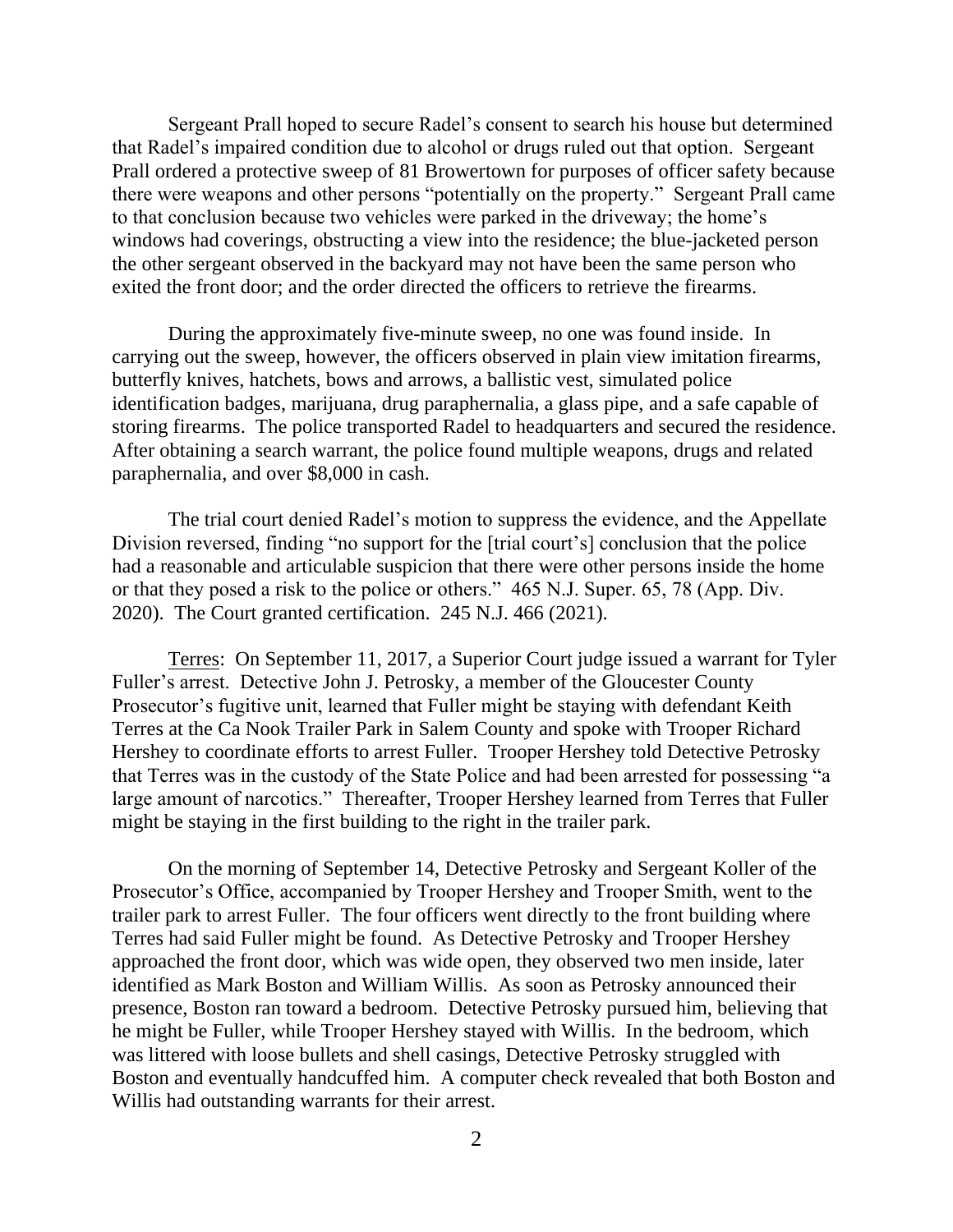Sergeant Prall hoped to secure Radel's consent to search his house but determined that Radel's impaired condition due to alcohol or drugs ruled out that option. Sergeant Prall ordered a protective sweep of 81 Browertown for purposes of officer safety because there were weapons and other persons "potentially on the property." Sergeant Prall came to that conclusion because two vehicles were parked in the driveway; the home's windows had coverings, obstructing a view into the residence; the blue-jacketed person the other sergeant observed in the backyard may not have been the same person who exited the front door; and the order directed the officers to retrieve the firearms.

During the approximately five-minute sweep, no one was found inside. In carrying out the sweep, however, the officers observed in plain view imitation firearms, butterfly knives, hatchets, bows and arrows, a ballistic vest, simulated police identification badges, marijuana, drug paraphernalia, a glass pipe, and a safe capable of storing firearms. The police transported Radel to headquarters and secured the residence. After obtaining a search warrant, the police found multiple weapons, drugs and related paraphernalia, and over $8,000 in cash.

The trial court denied Radel's motion to suppress the evidence, and the Appellate Division reversed, finding "no support for the [trial court's] conclusion that the police had a reasonable and articulable suspicion that there were other persons inside the home or that they posed a risk to the police or others." 465 N.J. Super. 65, 78 (App. Div. 2020). The Court granted certification. 245 N.J. 466 (2021).

Terres: On September 11, 2017, a Superior Court judge issued a warrant for Tyler Fuller's arrest. Detective John J. Petrosky, a member of the Gloucester County Prosecutor's fugitive unit, learned that Fuller might be staying with defendant Keith Terres at the Ca Nook Trailer Park in Salem County and spoke with Trooper Richard Hershey to coordinate efforts to arrest Fuller. Trooper Hershey told Detective Petrosky that Terres was in the custody of the State Police and had been arrested for possessing "a large amount of narcotics." Thereafter, Trooper Hershey learned from Terres that Fuller might be staying in the first building to the right in the trailer park.

On the morning of September 14, Detective Petrosky and Sergeant Koller of the Prosecutor's Office, accompanied by Trooper Hershey and Trooper Smith, went to the trailer park to arrest Fuller. The four officers went directly to the front building where Terres had said Fuller might be found. As Detective Petrosky and Trooper Hershey approached the front door, which was wide open, they observed two men inside, later identified as Mark Boston and William Willis. As soon as Petrosky announced their presence, Boston ran toward a bedroom. Detective Petrosky pursued him, believing that he might be Fuller, while Trooper Hershey stayed with Willis. In the bedroom, which was littered with loose bullets and shell casings, Detective Petrosky struggled with Boston and eventually handcuffed him. A computer check revealed that both Boston and Willis had outstanding warrants for their arrest.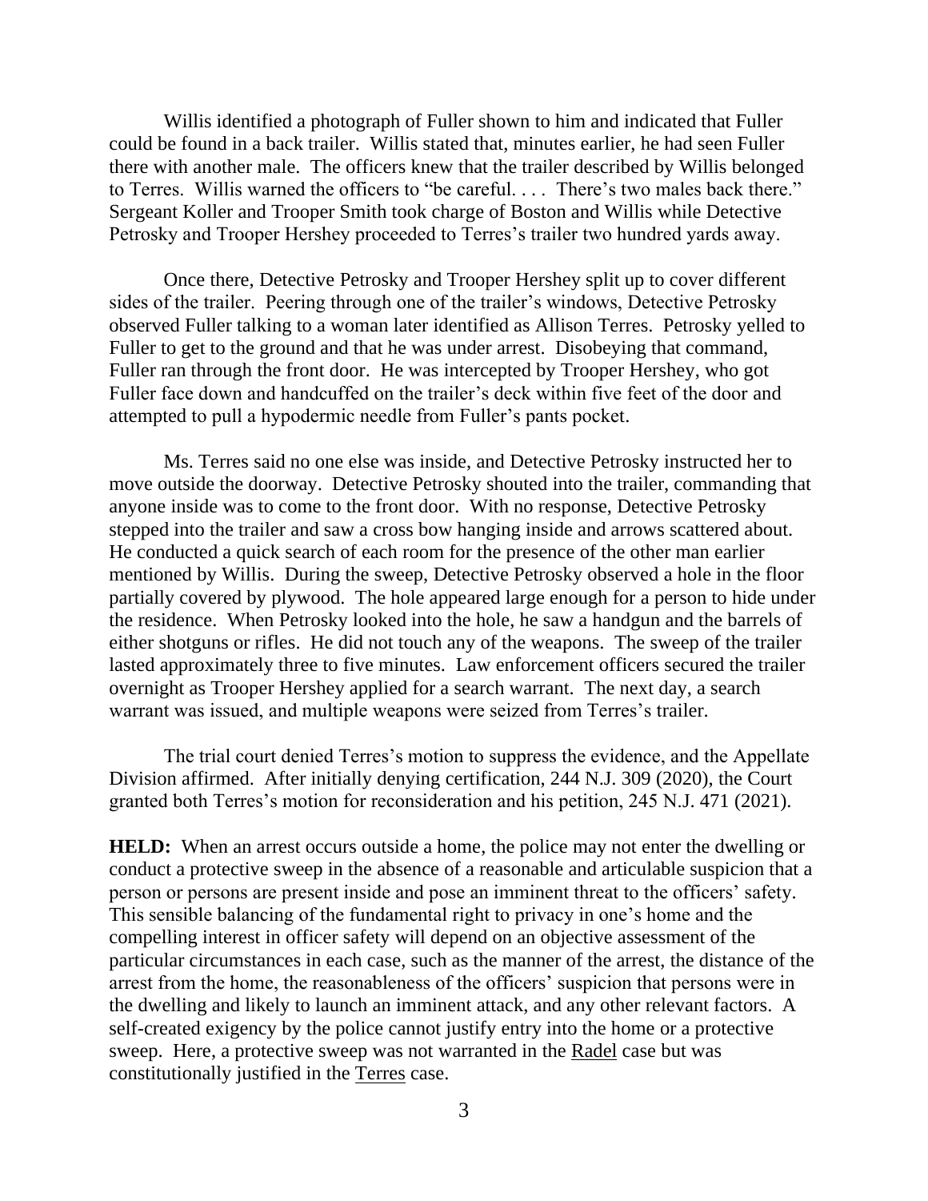Willis identified a photograph of Fuller shown to him and indicated that Fuller could be found in a back trailer. Willis stated that, minutes earlier, he had seen Fuller there with another male. The officers knew that the trailer described by Willis belonged to Terres. Willis warned the officers to "be careful. . . . There's two males back there." Sergeant Koller and Trooper Smith took charge of Boston and Willis while Detective Petrosky and Trooper Hershey proceeded to Terres's trailer two hundred yards away.

Once there, Detective Petrosky and Trooper Hershey split up to cover different sides of the trailer. Peering through one of the trailer's windows, Detective Petrosky observed Fuller talking to a woman later identified as Allison Terres. Petrosky yelled to Fuller to get to the ground and that he was under arrest. Disobeying that command, Fuller ran through the front door. He was intercepted by Trooper Hershey, who got Fuller face down and handcuffed on the trailer's deck within five feet of the door and attempted to pull a hypodermic needle from Fuller's pants pocket.

Ms. Terres said no one else was inside, and Detective Petrosky instructed her to move outside the doorway. Detective Petrosky shouted into the trailer, commanding that anyone inside was to come to the front door. With no response, Detective Petrosky stepped into the trailer and saw a cross bow hanging inside and arrows scattered about. He conducted a quick search of each room for the presence of the other man earlier mentioned by Willis. During the sweep, Detective Petrosky observed a hole in the floor partially covered by plywood. The hole appeared large enough for a person to hide under the residence. When Petrosky looked into the hole, he saw a handgun and the barrels of either shotguns or rifles. He did not touch any of the weapons. The sweep of the trailer lasted approximately three to five minutes. Law enforcement officers secured the trailer overnight as Trooper Hershey applied for a search warrant. The next day, a search warrant was issued, and multiple weapons were seized from Terres's trailer.

The trial court denied Terres's motion to suppress the evidence, and the Appellate Division affirmed. After initially denying certification, 244 N.J. 309 (2020), the Court granted both Terres's motion for reconsideration and his petition, 245 N.J. 471 (2021).

**HELD:** When an arrest occurs outside a home, the police may not enter the dwelling or conduct a protective sweep in the absence of a reasonable and articulable suspicion that a person or persons are present inside and pose an imminent threat to the officers' safety. This sensible balancing of the fundamental right to privacy in one's home and the compelling interest in officer safety will depend on an objective assessment of the particular circumstances in each case, such as the manner of the arrest, the distance of the arrest from the home, the reasonableness of the officers' suspicion that persons were in the dwelling and likely to launch an imminent attack, and any other relevant factors. A self-created exigency by the police cannot justify entry into the home or a protective sweep. Here, a protective sweep was not warranted in the Radel case but was constitutionally justified in the Terres case.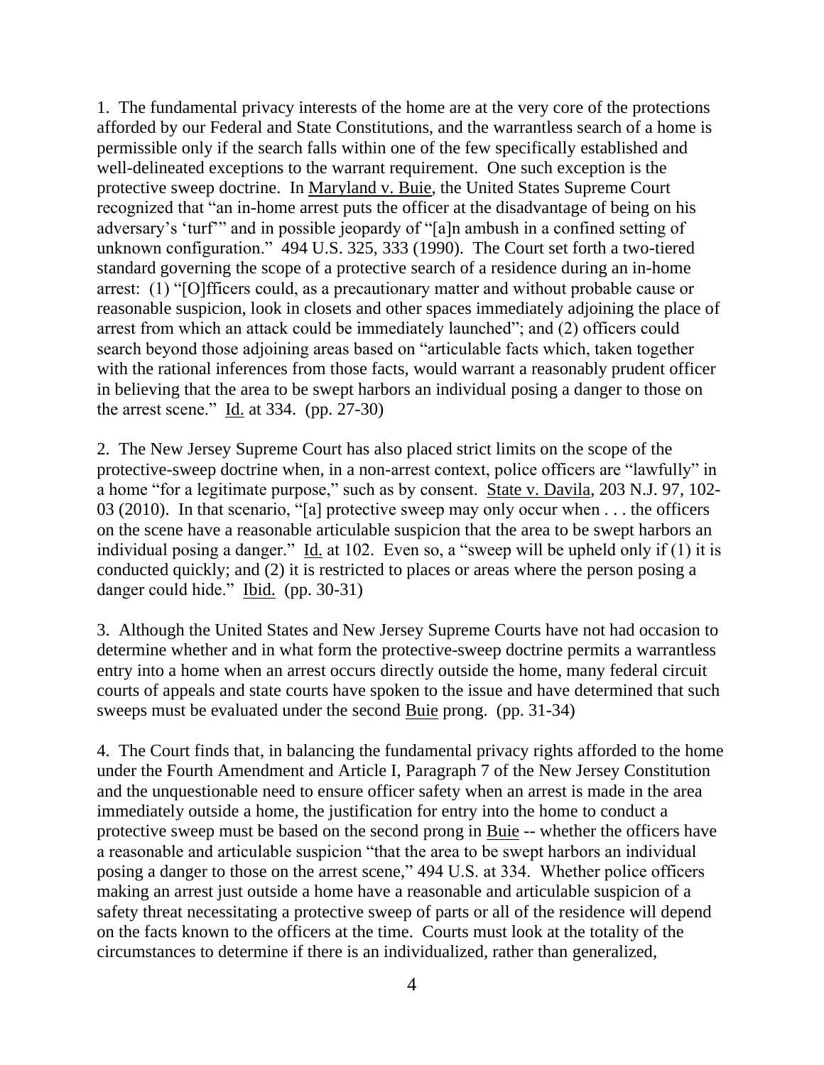1. The fundamental privacy interests of the home are at the very core of the protections afforded by our Federal and State Constitutions, and the warrantless search of a home is permissible only if the search falls within one of the few specifically established and well-delineated exceptions to the warrant requirement. One such exception is the protective sweep doctrine. In Maryland v. Buie, the United States Supreme Court recognized that "an in-home arrest puts the officer at the disadvantage of being on his adversary's 'turf'" and in possible jeopardy of "[a]n ambush in a confined setting of unknown configuration." 494 U.S. 325, 333 (1990). The Court set forth a two-tiered standard governing the scope of a protective search of a residence during an in-home arrest: (1) "[O]fficers could, as a precautionary matter and without probable cause or reasonable suspicion, look in closets and other spaces immediately adjoining the place of arrest from which an attack could be immediately launched"; and (2) officers could search beyond those adjoining areas based on "articulable facts which, taken together with the rational inferences from those facts, would warrant a reasonably prudent officer in believing that the area to be swept harbors an individual posing a danger to those on the arrest scene." Id. at 334. (pp. 27-30)

2. The New Jersey Supreme Court has also placed strict limits on the scope of the protective-sweep doctrine when, in a non-arrest context, police officers are "lawfully" in a home "for a legitimate purpose," such as by consent. State v. Davila, 203 N.J. 97, 102-03 (2010). In that scenario, "[a] protective sweep may only occur when . . . the officers on the scene have a reasonable articulable suspicion that the area to be swept harbors an individual posing a danger." Id. at 102. Even so, a "sweep will be upheld only if (1) it is conducted quickly; and (2) it is restricted to places or areas where the person posing a danger could hide." Ibid. (pp. 30-31)

3. Although the United States and New Jersey Supreme Courts have not had occasion to determine whether and in what form the protective-sweep doctrine permits a warrantless entry into a home when an arrest occurs directly outside the home, many federal circuit courts of appeals and state courts have spoken to the issue and have determined that such sweeps must be evaluated under the second Buie prong. (pp. 31-34)

4. The Court finds that, in balancing the fundamental privacy rights afforded to the home under the Fourth Amendment and Article I, Paragraph 7 of the New Jersey Constitution and the unquestionable need to ensure officer safety when an arrest is made in the area immediately outside a home, the justification for entry into the home to conduct a protective sweep must be based on the second prong in Buie -- whether the officers have a reasonable and articulable suspicion "that the area to be swept harbors an individual posing a danger to those on the arrest scene," 494 U.S. at 334. Whether police officers making an arrest just outside a home have a reasonable and articulable suspicion of a safety threat necessitating a protective sweep of parts or all of the residence will depend on the facts known to the officers at the time. Courts must look at the totality of the circumstances to determine if there is an individualized, rather than generalized,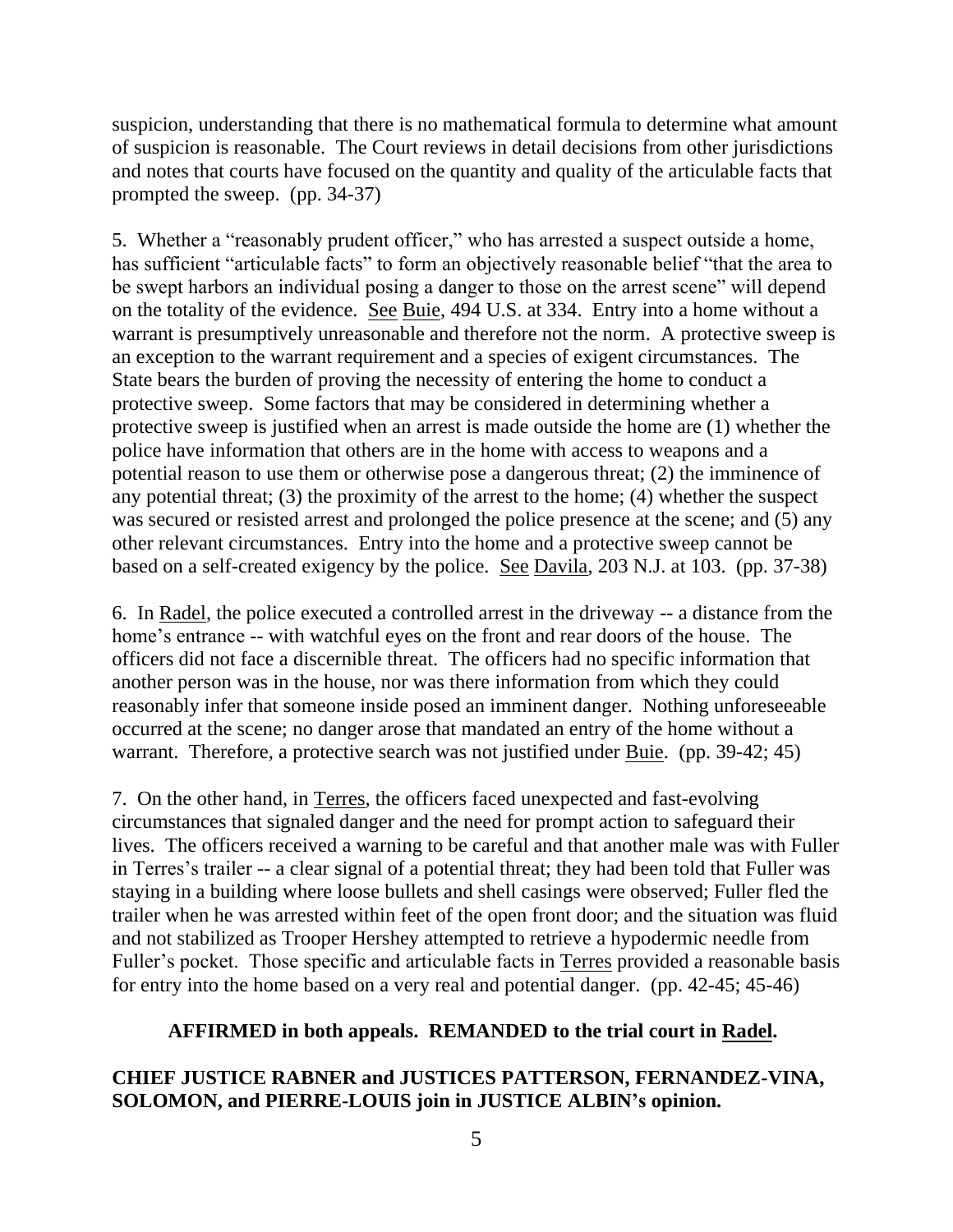suspicion, understanding that there is no mathematical formula to determine what amount of suspicion is reasonable. The Court reviews in detail decisions from other jurisdictions and notes that courts have focused on the quantity and quality of the articulable facts that prompted the sweep. (pp. 34-37)

5. Whether a "reasonably prudent officer," who has arrested a suspect outside a home, has sufficient "articulable facts" to form an objectively reasonable belief "that the area to be swept harbors an individual posing a danger to those on the arrest scene" will depend on the totality of the evidence. See Buie, 494 U.S. at 334. Entry into a home without a warrant is presumptively unreasonable and therefore not the norm. A protective sweep is an exception to the warrant requirement and a species of exigent circumstances. The State bears the burden of proving the necessity of entering the home to conduct a protective sweep. Some factors that may be considered in determining whether a protective sweep is justified when an arrest is made outside the home are (1) whether the police have information that others are in the home with access to weapons and a potential reason to use them or otherwise pose a dangerous threat; (2) the imminence of any potential threat; (3) the proximity of the arrest to the home; (4) whether the suspect was secured or resisted arrest and prolonged the police presence at the scene; and (5) any other relevant circumstances. Entry into the home and a protective sweep cannot be based on a self-created exigency by the police. See Davila, 203 N.J. at 103. (pp. 37-38)

6. In Radel, the police executed a controlled arrest in the driveway -- a distance from the home's entrance -- with watchful eyes on the front and rear doors of the house. The officers did not face a discernible threat. The officers had no specific information that another person was in the house, nor was there information from which they could reasonably infer that someone inside posed an imminent danger. Nothing unforeseeable occurred at the scene; no danger arose that mandated an entry of the home without a warrant. Therefore, a protective search was not justified under Buie. (pp. 39-42; 45)

7. On the other hand, in Terres, the officers faced unexpected and fast-evolving circumstances that signaled danger and the need for prompt action to safeguard their lives. The officers received a warning to be careful and that another male was with Fuller in Terres's trailer -- a clear signal of a potential threat; they had been told that Fuller was staying in a building where loose bullets and shell casings were observed; Fuller fled the trailer when he was arrested within feet of the open front door; and the situation was fluid and not stabilized as Trooper Hershey attempted to retrieve a hypodermic needle from Fuller's pocket. Those specific and articulable facts in Terres provided a reasonable basis for entry into the home based on a very real and potential danger. (pp. 42-45; 45-46)

**AFFIRMED in both appeals. REMANDED to the trial court in Radel.**

**CHIEF JUSTICE RABNER and JUSTICES PATTERSON, FERNANDEZ-VINA, SOLOMON, and PIERRE-LOUIS join in JUSTICE ALBIN's opinion.**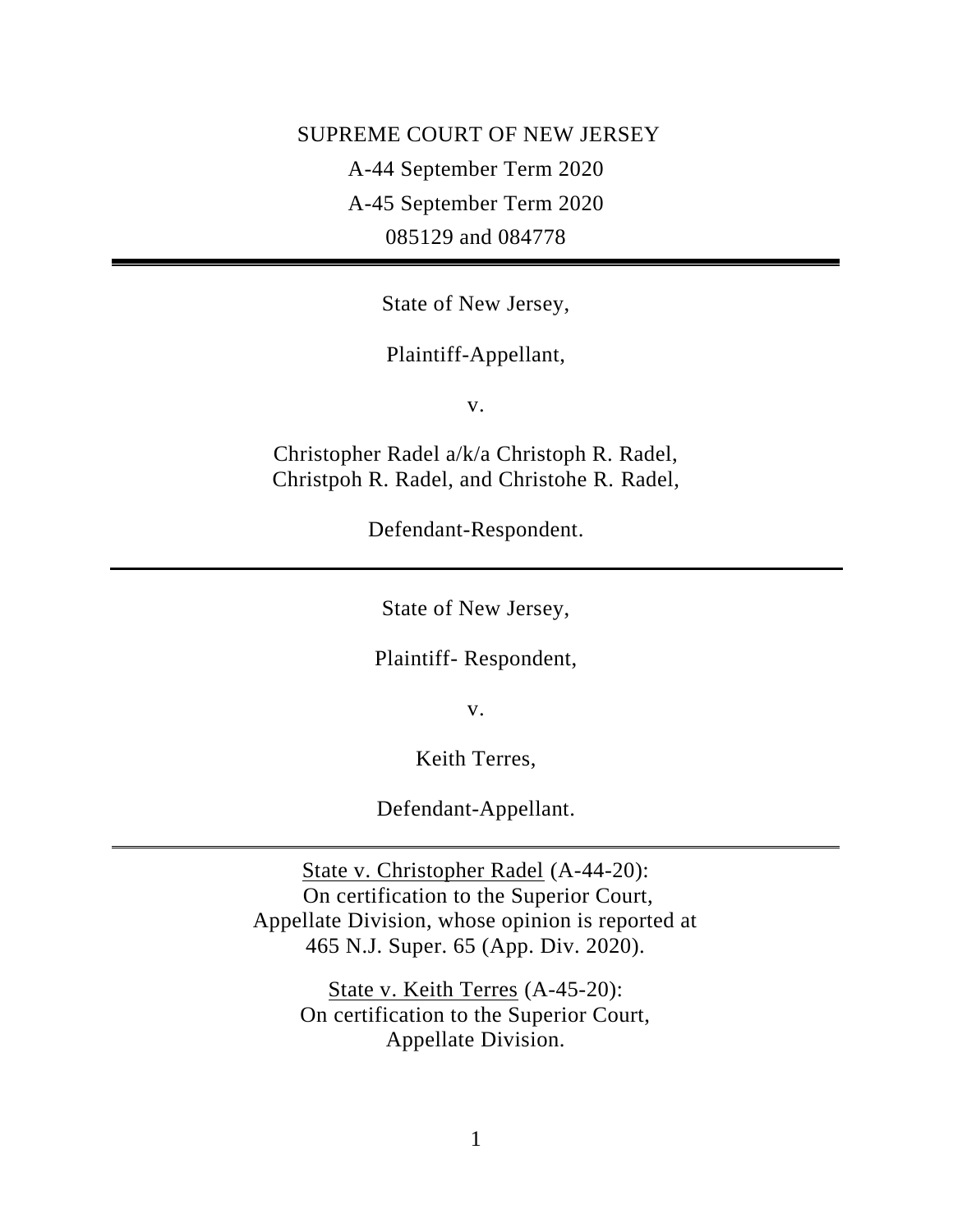SUPREME COURT OF NEW JERSEY

A-44 September Term 2020

A-45 September Term 2020

085129 and 084778

---

State of New Jersey,

Plaintiff-Appellant,

v.

Christopher Radel a/k/a Christoph R. Radel, Christpoh R. Radel, and Christohe R. Radel,

Defendant-Respondent.

---

State of New Jersey,

Plaintiff- Respondent,

v.

Keith Terres,

Defendant-Appellant.

---

State v. Christopher Radel (A-44-20): On certification to the Superior Court, Appellate Division, whose opinion is reported at 465 N.J. Super. 65 (App. Div. 2020).

State v. Keith Terres (A-45-20): On certification to the Superior Court, Appellate Division.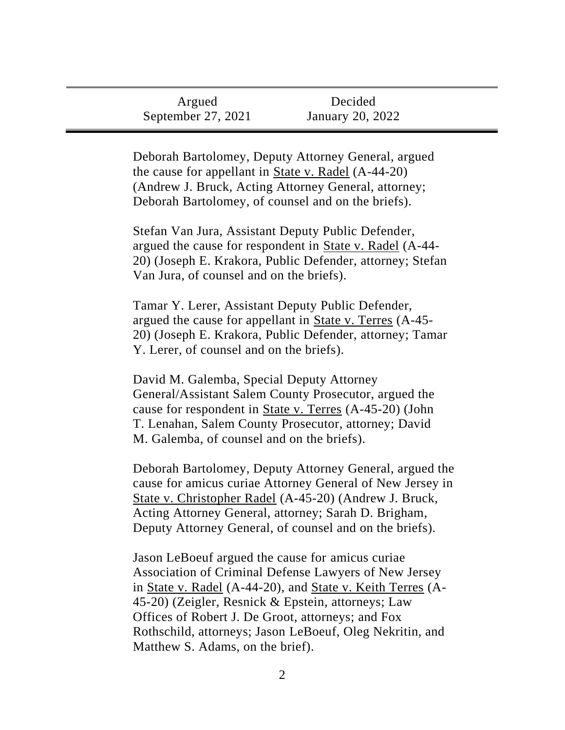| Argued | Decided |
| --- | --- |
| September 27, 2021 | January 20, 2022 |

Deborah Bartolomey, Deputy Attorney General, argued the cause for appellant in State v. Radel (A-44-20) (Andrew J. Bruck, Acting Attorney General, attorney; Deborah Bartolomey, of counsel and on the briefs).

Stefan Van Jura, Assistant Deputy Public Defender, argued the cause for respondent in State v. Radel (A-44-20) (Joseph E. Krakora, Public Defender, attorney; Stefan Van Jura, of counsel and on the briefs).

Tamar Y. Lerer, Assistant Deputy Public Defender, argued the cause for appellant in State v. Terres (A-45-20) (Joseph E. Krakora, Public Defender, attorney; Tamar Y. Lerer, of counsel and on the briefs).

David M. Galemba, Special Deputy Attorney General/Assistant Salem County Prosecutor, argued the cause for respondent in State v. Terres (A-45-20) (John T. Lenahan, Salem County Prosecutor, attorney; David M. Galemba, of counsel and on the briefs).

Deborah Bartolomey, Deputy Attorney General, argued the cause for amicus curiae Attorney General of New Jersey in State v. Christopher Radel (A-45-20) (Andrew J. Bruck, Acting Attorney General, attorney; Sarah D. Brigham, Deputy Attorney General, of counsel and on the briefs).

Jason LeBoeuf argued the cause for amicus curiae Association of Criminal Defense Lawyers of New Jersey in State v. Radel (A-44-20), and State v. Keith Terres (A-45-20) (Zeigler, Resnick & Epstein, attorneys; Law Offices of Robert J. De Groot, attorneys; and Fox Rothschild, attorneys; Jason LeBoeuf, Oleg Nekritin, and Matthew S. Adams, on the brief).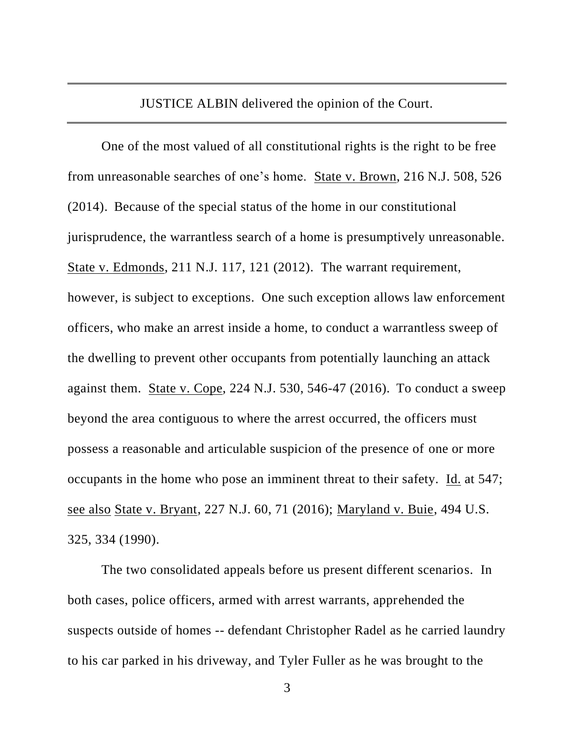JUSTICE ALBIN delivered the opinion of the Court.

One of the most valued of all constitutional rights is the right to be free from unreasonable searches of one's home. State v. Brown, 216 N.J. 508, 526 (2014). Because of the special status of the home in our constitutional jurisprudence, the warrantless search of a home is presumptively unreasonable. State v. Edmonds, 211 N.J. 117, 121 (2012). The warrant requirement, however, is subject to exceptions. One such exception allows law enforcement officers, who make an arrest inside a home, to conduct a warrantless sweep of the dwelling to prevent other occupants from potentially launching an attack against them. State v. Cope, 224 N.J. 530, 546-47 (2016). To conduct a sweep beyond the area contiguous to where the arrest occurred, the officers must possess a reasonable and articulable suspicion of the presence of one or more occupants in the home who pose an imminent threat to their safety. Id. at 547; see also State v. Bryant, 227 N.J. 60, 71 (2016); Maryland v. Buie, 494 U.S. 325, 334 (1990).

The two consolidated appeals before us present different scenarios. In both cases, police officers, armed with arrest warrants, apprehended the suspects outside of homes -- defendant Christopher Radel as he carried laundry to his car parked in his driveway, and Tyler Fuller as he was brought to the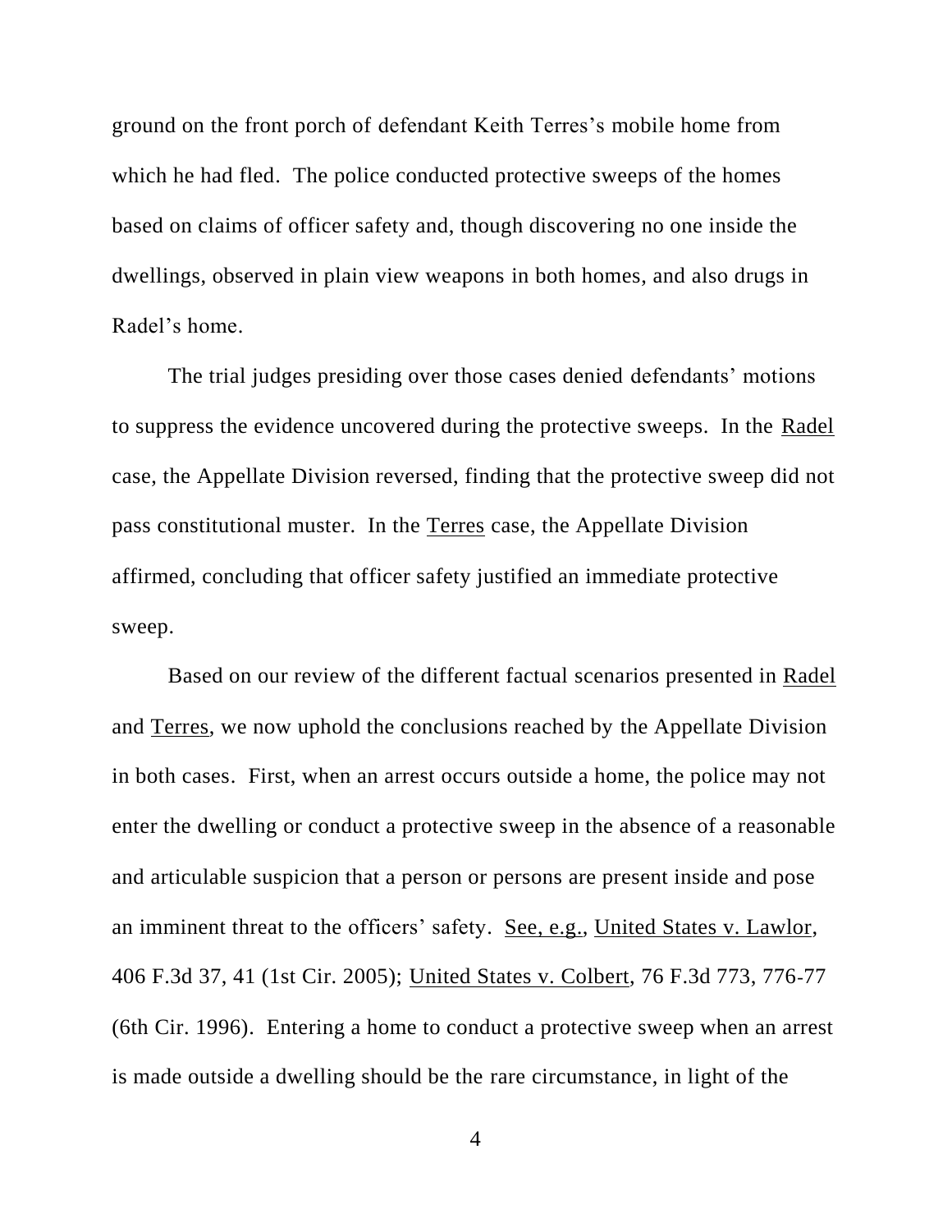ground on the front porch of defendant Keith Terres's mobile home from which he had fled. The police conducted protective sweeps of the homes based on claims of officer safety and, though discovering no one inside the dwellings, observed in plain view weapons in both homes, and also drugs in Radel's home.

The trial judges presiding over those cases denied defendants' motions to suppress the evidence uncovered during the protective sweeps. In the Radel case, the Appellate Division reversed, finding that the protective sweep did not pass constitutional muster. In the Terres case, the Appellate Division affirmed, concluding that officer safety justified an immediate protective sweep.

Based on our review of the different factual scenarios presented in Radel and Terres, we now uphold the conclusions reached by the Appellate Division in both cases. First, when an arrest occurs outside a home, the police may not enter the dwelling or conduct a protective sweep in the absence of a reasonable and articulable suspicion that a person or persons are present inside and pose an imminent threat to the officers' safety. See, e.g., United States v. Lawlor, 406 F.3d 37, 41 (1st Cir. 2005); United States v. Colbert, 76 F.3d 773, 776-77 (6th Cir. 1996). Entering a home to conduct a protective sweep when an arrest is made outside a dwelling should be the rare circumstance, in light of the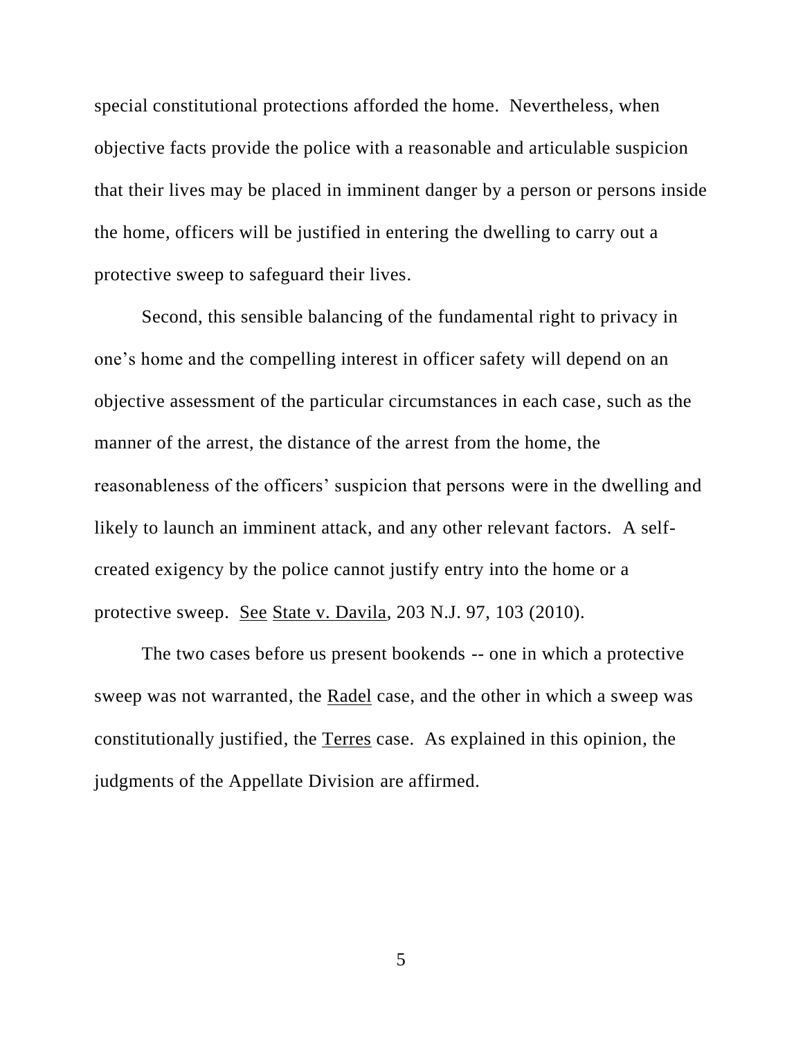special constitutional protections afforded the home. Nevertheless, when objective facts provide the police with a reasonable and articulable suspicion that their lives may be placed in imminent danger by a person or persons inside the home, officers will be justified in entering the dwelling to carry out a protective sweep to safeguard their lives.

Second, this sensible balancing of the fundamental right to privacy in one's home and the compelling interest in officer safety will depend on an objective assessment of the particular circumstances in each case, such as the manner of the arrest, the distance of the arrest from the home, the reasonableness of the officers' suspicion that persons were in the dwelling and likely to launch an imminent attack, and any other relevant factors. A self-created exigency by the police cannot justify entry into the home or a protective sweep. See State v. Davila, 203 N.J. 97, 103 (2010).

The two cases before us present bookends -- one in which a protective sweep was not warranted, the Radel case, and the other in which a sweep was constitutionally justified, the Terres case. As explained in this opinion, the judgments of the Appellate Division are affirmed.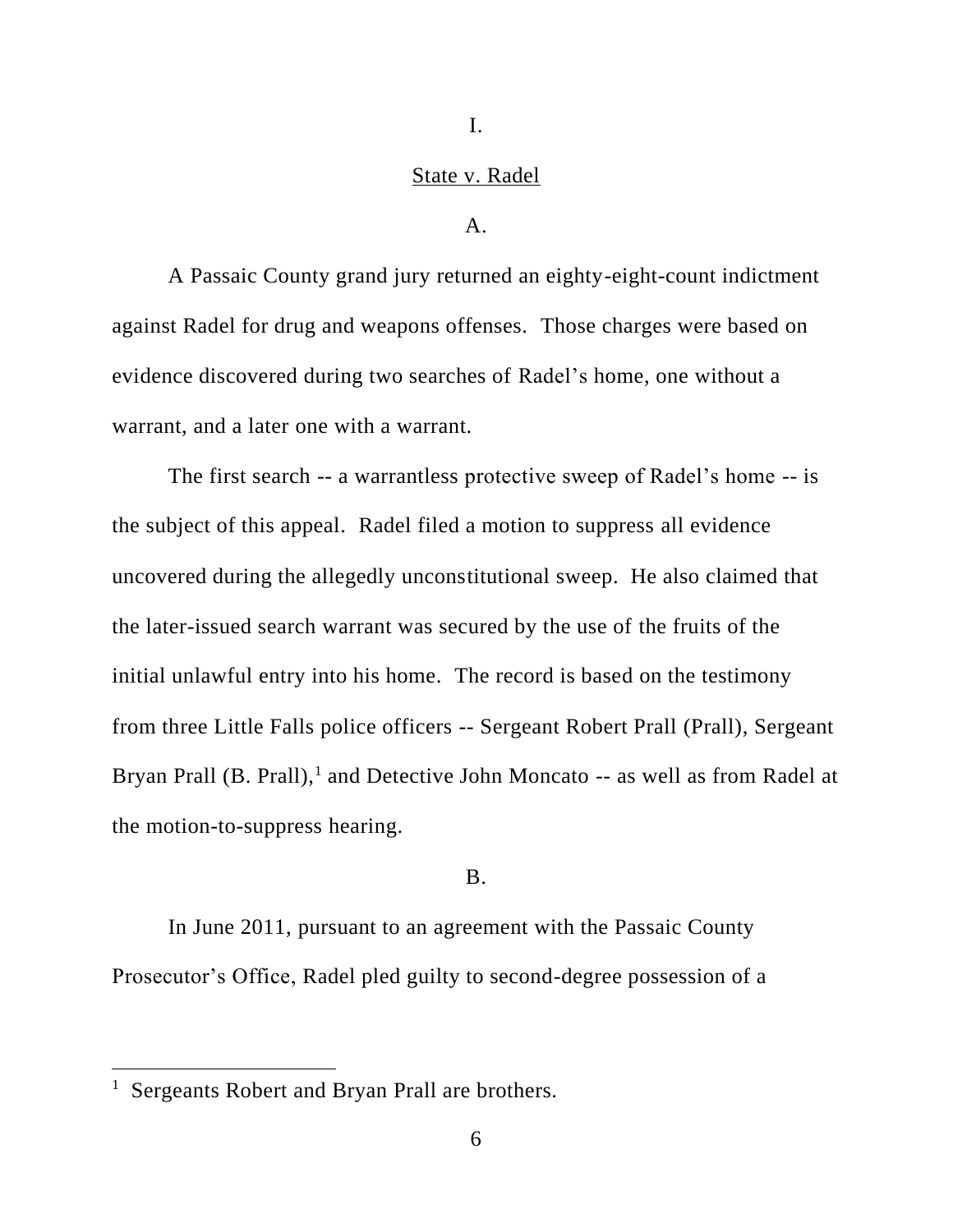I.

State v. Radel

A.

A Passaic County grand jury returned an eighty-eight-count indictment against Radel for drug and weapons offenses. Those charges were based on evidence discovered during two searches of Radel's home, one without a warrant, and a later one with a warrant.

The first search -- a warrantless protective sweep of Radel's home -- is the subject of this appeal. Radel filed a motion to suppress all evidence uncovered during the allegedly unconstitutional sweep. He also claimed that the later-issued search warrant was secured by the use of the fruits of the initial unlawful entry into his home. The record is based on the testimony from three Little Falls police officers -- Sergeant Robert Prall (Prall), Sergeant Bryan Prall (B. Prall),[1] and Detective John Moncato -- as well as from Radel at the motion-to-suppress hearing.

B.

In June 2011, pursuant to an agreement with the Passaic County Prosecutor's Office, Radel pled guilty to second-degree possession of a

[1] Sergeants Robert and Bryan Prall are brothers.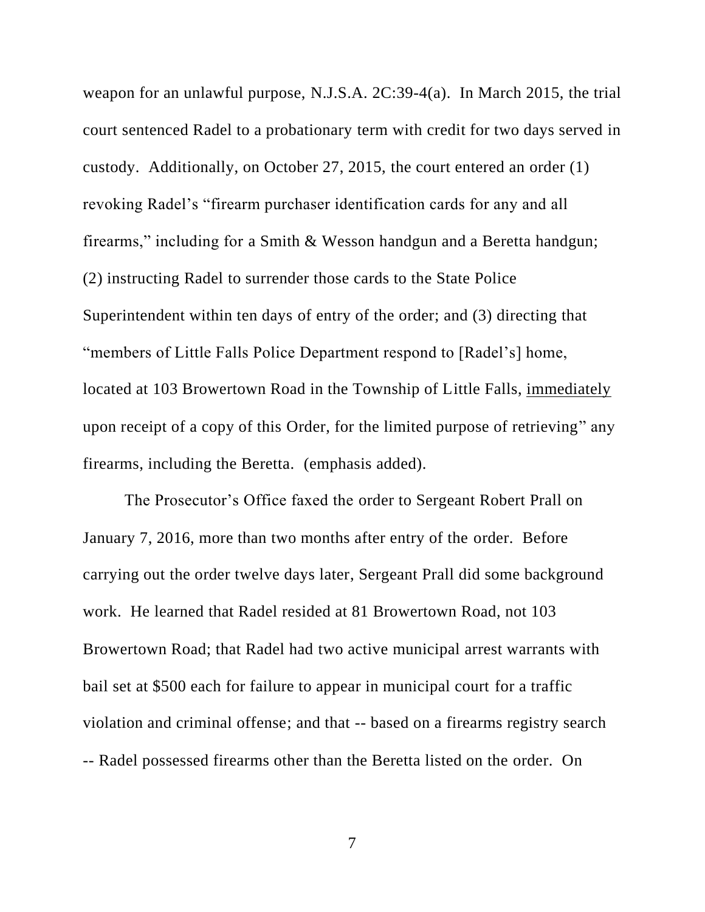weapon for an unlawful purpose, N.J.S.A. 2C:39-4(a). In March 2015, the trial court sentenced Radel to a probationary term with credit for two days served in custody. Additionally, on October 27, 2015, the court entered an order (1) revoking Radel's "firearm purchaser identification cards for any and all firearms," including for a Smith & Wesson handgun and a Beretta handgun; (2) instructing Radel to surrender those cards to the State Police Superintendent within ten days of entry of the order; and (3) directing that "members of Little Falls Police Department respond to [Radel's] home, located at 103 Browertown Road in the Township of Little Falls, <u>immediately</u> upon receipt of a copy of this Order, for the limited purpose of retrieving" any firearms, including the Beretta. (emphasis added).

The Prosecutor's Office faxed the order to Sergeant Robert Prall on January 7, 2016, more than two months after entry of the order. Before carrying out the order twelve days later, Sergeant Prall did some background work. He learned that Radel resided at 81 Browertown Road, not 103 Browertown Road; that Radel had two active municipal arrest warrants with bail set at $500 each for failure to appear in municipal court for a traffic violation and criminal offense; and that -- based on a firearms registry search -- Radel possessed firearms other than the Beretta listed on the order. On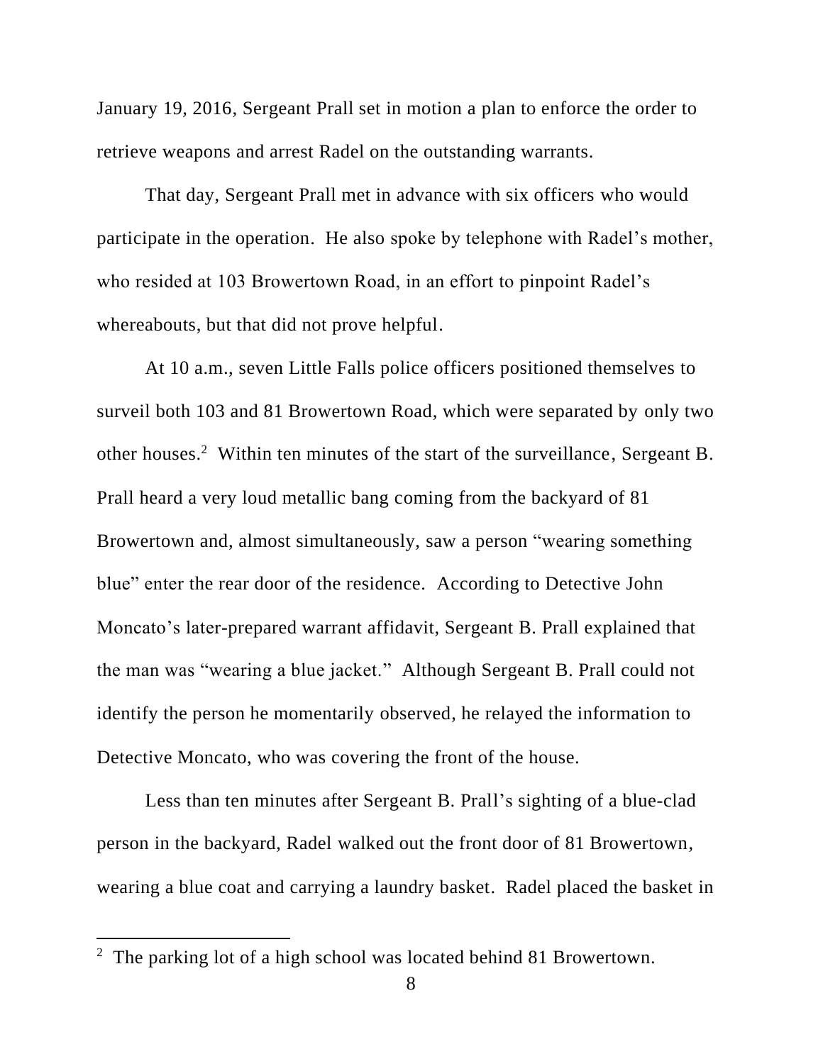January 19, 2016, Sergeant Prall set in motion a plan to enforce the order to retrieve weapons and arrest Radel on the outstanding warrants.

That day, Sergeant Prall met in advance with six officers who would participate in the operation. He also spoke by telephone with Radel's mother, who resided at 103 Browertown Road, in an effort to pinpoint Radel's whereabouts, but that did not prove helpful.

At 10 a.m., seven Little Falls police officers positioned themselves to surveil both 103 and 81 Browertown Road, which were separated by only two other houses.[2] Within ten minutes of the start of the surveillance, Sergeant B. Prall heard a very loud metallic bang coming from the backyard of 81 Browertown and, almost simultaneously, saw a person "wearing something blue" enter the rear door of the residence. According to Detective John Moncato's later-prepared warrant affidavit, Sergeant B. Prall explained that the man was "wearing a blue jacket." Although Sergeant B. Prall could not identify the person he momentarily observed, he relayed the information to Detective Moncato, who was covering the front of the house.

Less than ten minutes after Sergeant B. Prall's sighting of a blue-clad person in the backyard, Radel walked out the front door of 81 Browertown, wearing a blue coat and carrying a laundry basket. Radel placed the basket in

[2] The parking lot of a high school was located behind 81 Browertown.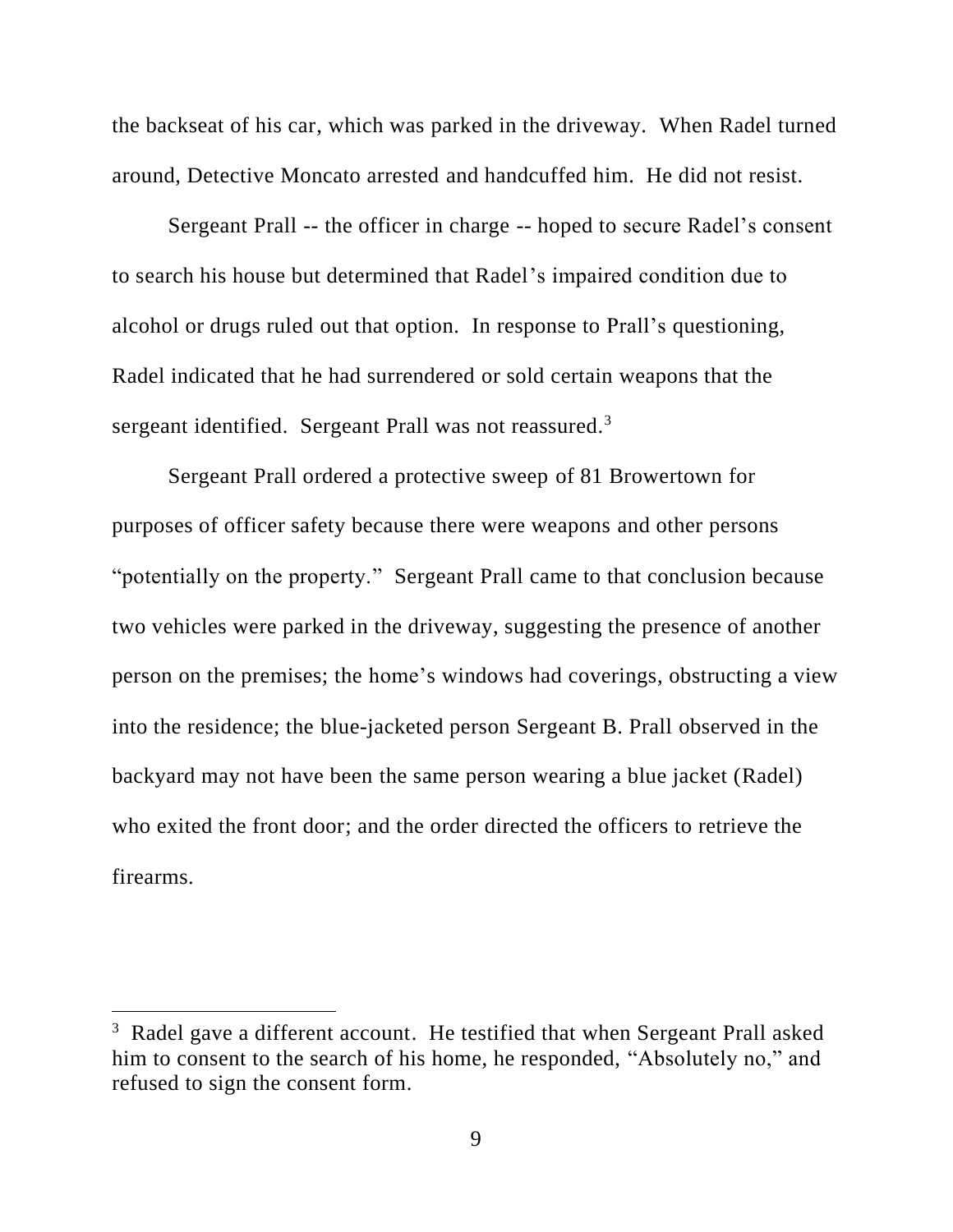the backseat of his car, which was parked in the driveway. When Radel turned around, Detective Moncato arrested and handcuffed him. He did not resist.

Sergeant Prall -- the officer in charge -- hoped to secure Radel's consent to search his house but determined that Radel's impaired condition due to alcohol or drugs ruled out that option. In response to Prall's questioning, Radel indicated that he had surrendered or sold certain weapons that the sergeant identified. Sergeant Prall was not reassured.[3]

Sergeant Prall ordered a protective sweep of 81 Browertown for purposes of officer safety because there were weapons and other persons "potentially on the property." Sergeant Prall came to that conclusion because two vehicles were parked in the driveway, suggesting the presence of another person on the premises; the home's windows had coverings, obstructing a view into the residence; the blue-jacketed person Sergeant B. Prall observed in the backyard may not have been the same person wearing a blue jacket (Radel) who exited the front door; and the order directed the officers to retrieve the firearms.

---

[3] Radel gave a different account. He testified that when Sergeant Prall asked him to consent to the search of his home, he responded, "Absolutely no," and refused to sign the consent form.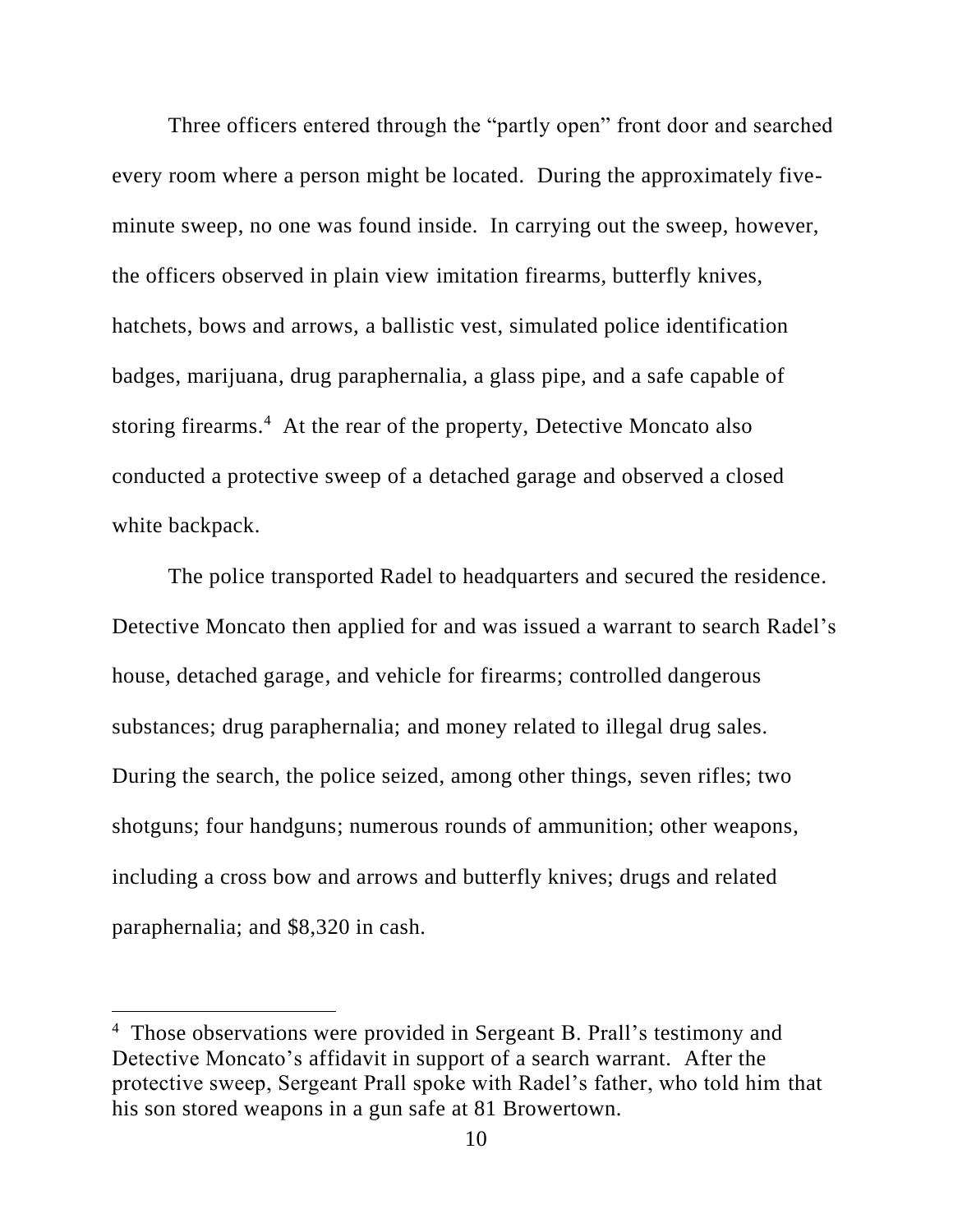Three officers entered through the "partly open" front door and searched every room where a person might be located. During the approximately five-minute sweep, no one was found inside. In carrying out the sweep, however, the officers observed in plain view imitation firearms, butterfly knives, hatchets, bows and arrows, a ballistic vest, simulated police identification badges, marijuana, drug paraphernalia, a glass pipe, and a safe capable of storing firearms.[4] At the rear of the property, Detective Moncato also conducted a protective sweep of a detached garage and observed a closed white backpack.

The police transported Radel to headquarters and secured the residence. Detective Moncato then applied for and was issued a warrant to search Radel's house, detached garage, and vehicle for firearms; controlled dangerous substances; drug paraphernalia; and money related to illegal drug sales. During the search, the police seized, among other things, seven rifles; two shotguns; four handguns; numerous rounds of ammunition; other weapons, including a cross bow and arrows and butterfly knives; drugs and related paraphernalia; and $8,320 in cash.

---

[4] Those observations were provided in Sergeant B. Prall's testimony and Detective Moncato's affidavit in support of a search warrant. After the protective sweep, Sergeant Prall spoke with Radel's father, who told him that his son stored weapons in a gun safe at 81 Browertown.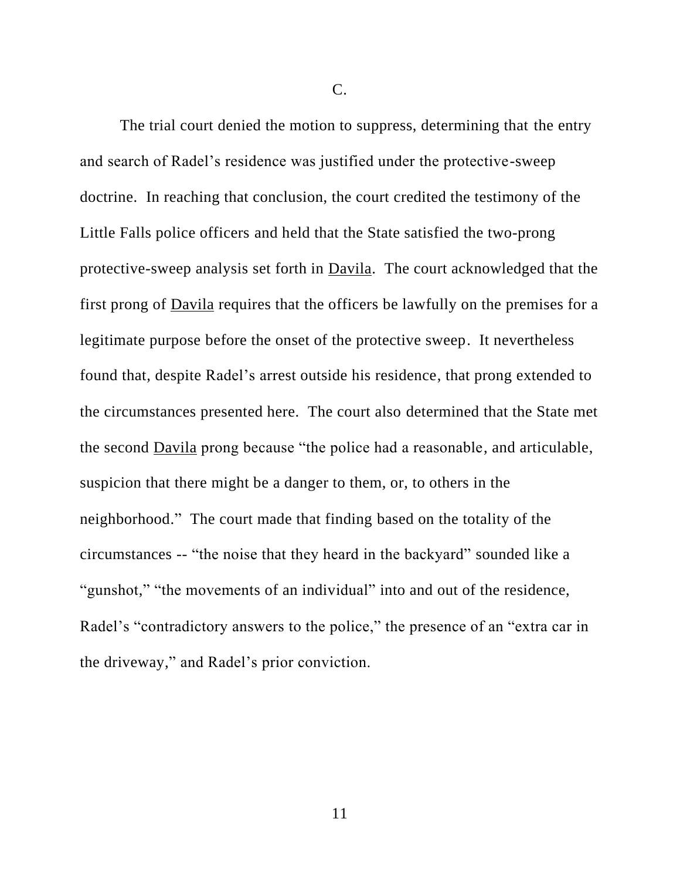C.

The trial court denied the motion to suppress, determining that the entry and search of Radel's residence was justified under the protective-sweep doctrine. In reaching that conclusion, the court credited the testimony of the Little Falls police officers and held that the State satisfied the two-prong protective-sweep analysis set forth in Davila. The court acknowledged that the first prong of Davila requires that the officers be lawfully on the premises for a legitimate purpose before the onset of the protective sweep. It nevertheless found that, despite Radel's arrest outside his residence, that prong extended to the circumstances presented here. The court also determined that the State met the second Davila prong because "the police had a reasonable, and articulable, suspicion that there might be a danger to them, or, to others in the neighborhood." The court made that finding based on the totality of the circumstances -- "the noise that they heard in the backyard" sounded like a "gunshot," "the movements of an individual" into and out of the residence, Radel's "contradictory answers to the police," the presence of an "extra car in the driveway," and Radel's prior conviction.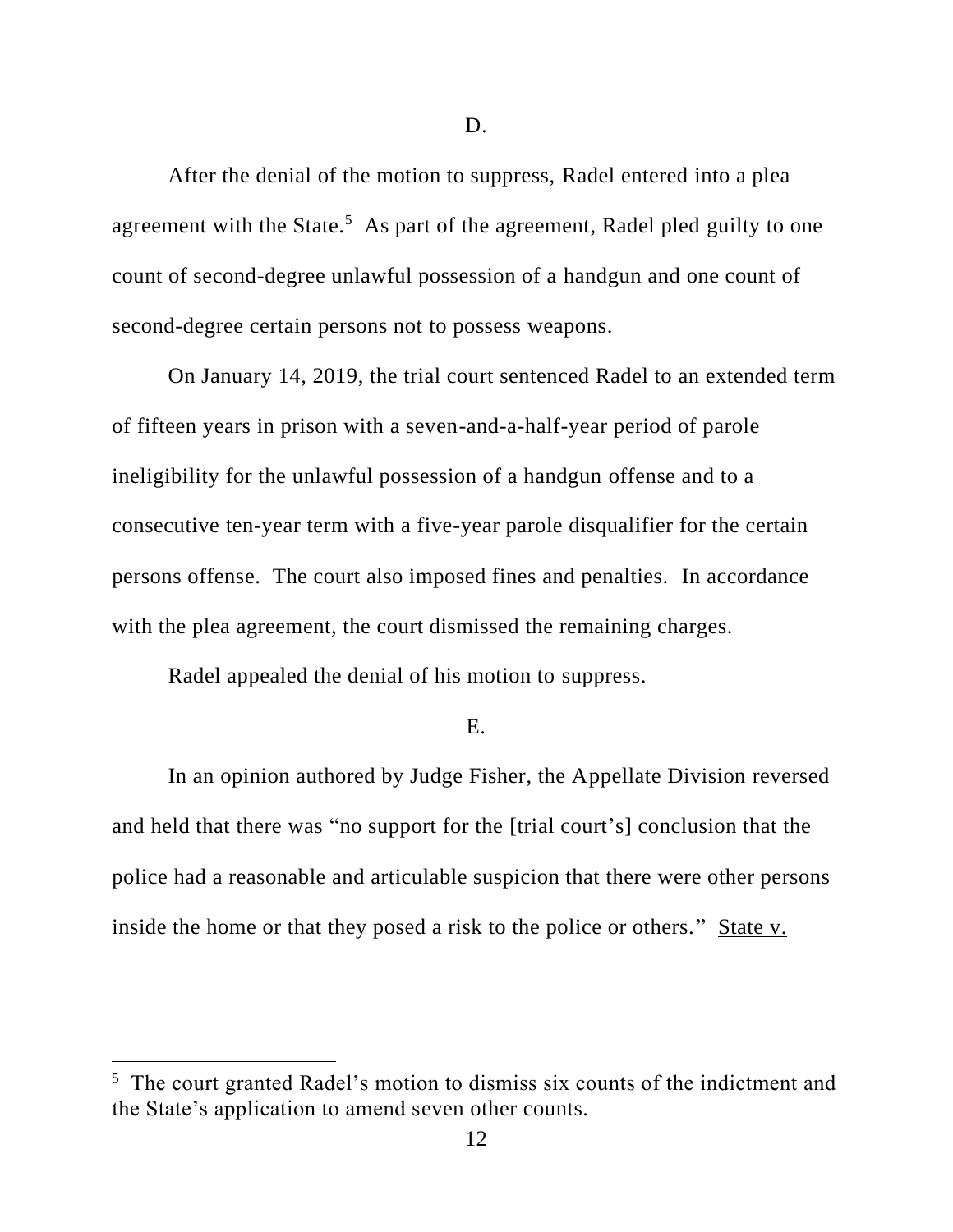D.

After the denial of the motion to suppress, Radel entered into a plea agreement with the State.[5] As part of the agreement, Radel pled guilty to one count of second-degree unlawful possession of a handgun and one count of second-degree certain persons not to possess weapons.

On January 14, 2019, the trial court sentenced Radel to an extended term of fifteen years in prison with a seven-and-a-half-year period of parole ineligibility for the unlawful possession of a handgun offense and to a consecutive ten-year term with a five-year parole disqualifier for the certain persons offense. The court also imposed fines and penalties. In accordance with the plea agreement, the court dismissed the remaining charges.

Radel appealed the denial of his motion to suppress.

E.

In an opinion authored by Judge Fisher, the Appellate Division reversed and held that there was "no support for the [trial court's] conclusion that the police had a reasonable and articulable suspicion that there were other persons inside the home or that they posed a risk to the police or others." State v.

[5] The court granted Radel's motion to dismiss six counts of the indictment and the State's application to amend seven other counts.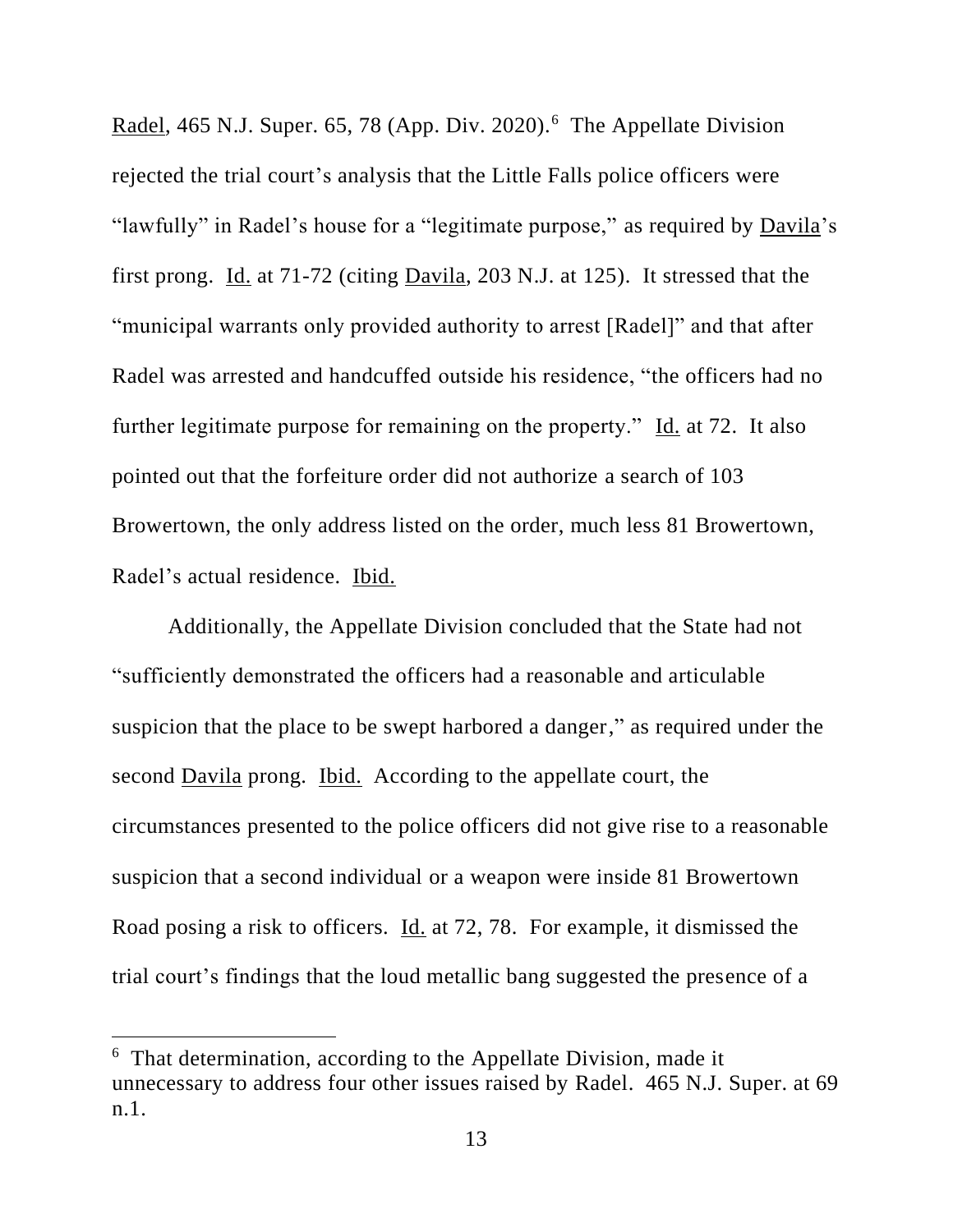Radel, 465 N.J. Super. 65, 78 (App. Div. 2020).[6] The Appellate Division rejected the trial court's analysis that the Little Falls police officers were "lawfully" in Radel's house for a "legitimate purpose," as required by Davila's first prong. Id. at 71-72 (citing Davila, 203 N.J. at 125). It stressed that the "municipal warrants only provided authority to arrest [Radel]" and that after Radel was arrested and handcuffed outside his residence, "the officers had no further legitimate purpose for remaining on the property." Id. at 72. It also pointed out that the forfeiture order did not authorize a search of 103 Browertown, the only address listed on the order, much less 81 Browertown, Radel's actual residence. Ibid.

Additionally, the Appellate Division concluded that the State had not "sufficiently demonstrated the officers had a reasonable and articulable suspicion that the place to be swept harbored a danger," as required under the second Davila prong. Ibid. According to the appellate court, the circumstances presented to the police officers did not give rise to a reasonable suspicion that a second individual or a weapon were inside 81 Browertown Road posing a risk to officers. Id. at 72, 78. For example, it dismissed the trial court's findings that the loud metallic bang suggested the presence of a

[6] That determination, according to the Appellate Division, made it unnecessary to address four other issues raised by Radel. 465 N.J. Super. at 69 n.1.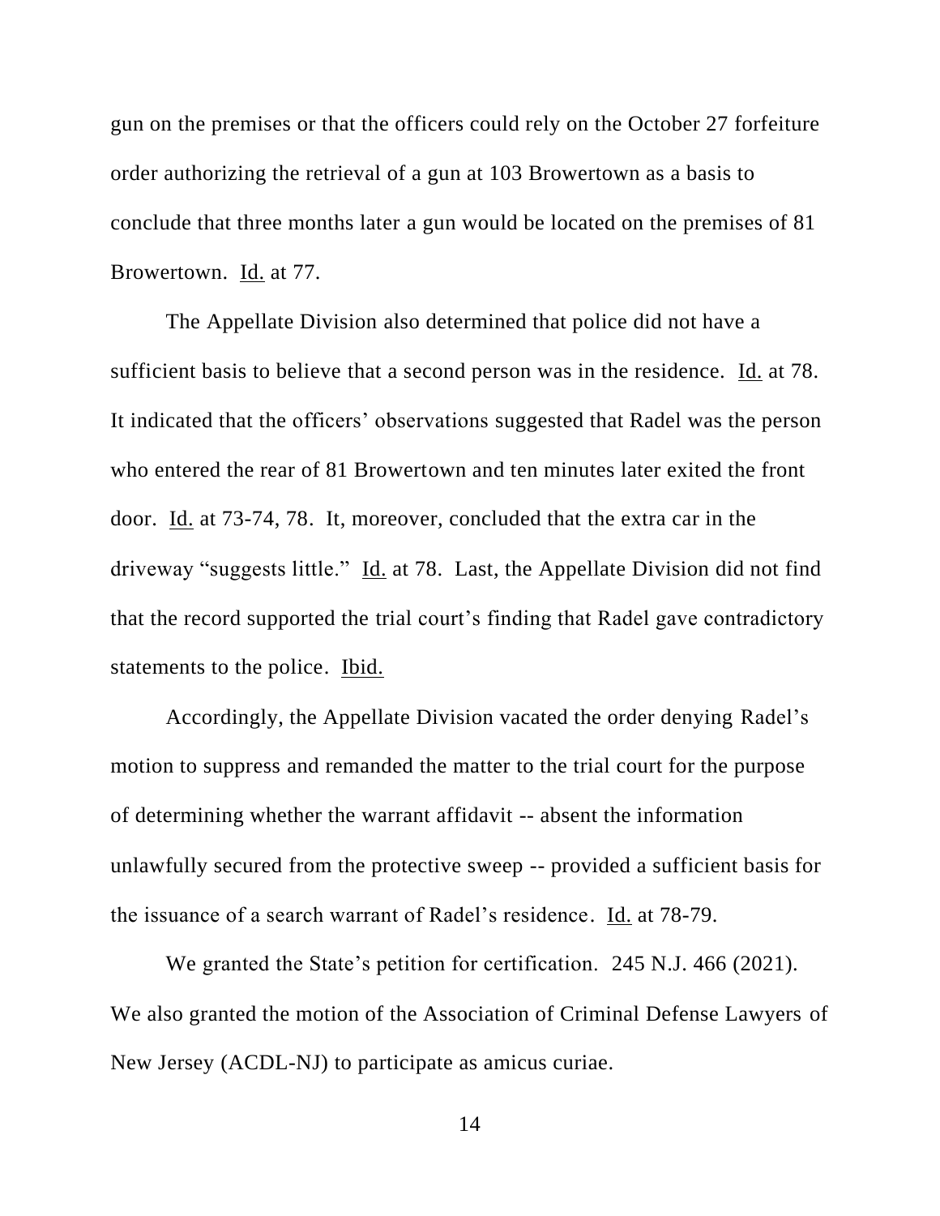gun on the premises or that the officers could rely on the October 27 forfeiture order authorizing the retrieval of a gun at 103 Browertown as a basis to conclude that three months later a gun would be located on the premises of 81 Browertown. Id. at 77.

The Appellate Division also determined that police did not have a sufficient basis to believe that a second person was in the residence. Id. at 78. It indicated that the officers' observations suggested that Radel was the person who entered the rear of 81 Browertown and ten minutes later exited the front door. Id. at 73-74, 78. It, moreover, concluded that the extra car in the driveway "suggests little." Id. at 78. Last, the Appellate Division did not find that the record supported the trial court's finding that Radel gave contradictory statements to the police. Ibid.

Accordingly, the Appellate Division vacated the order denying Radel's motion to suppress and remanded the matter to the trial court for the purpose of determining whether the warrant affidavit -- absent the information unlawfully secured from the protective sweep -- provided a sufficient basis for the issuance of a search warrant of Radel's residence. Id. at 78-79.

We granted the State's petition for certification. 245 N.J. 466 (2021). We also granted the motion of the Association of Criminal Defense Lawyers of New Jersey (ACDL-NJ) to participate as amicus curiae.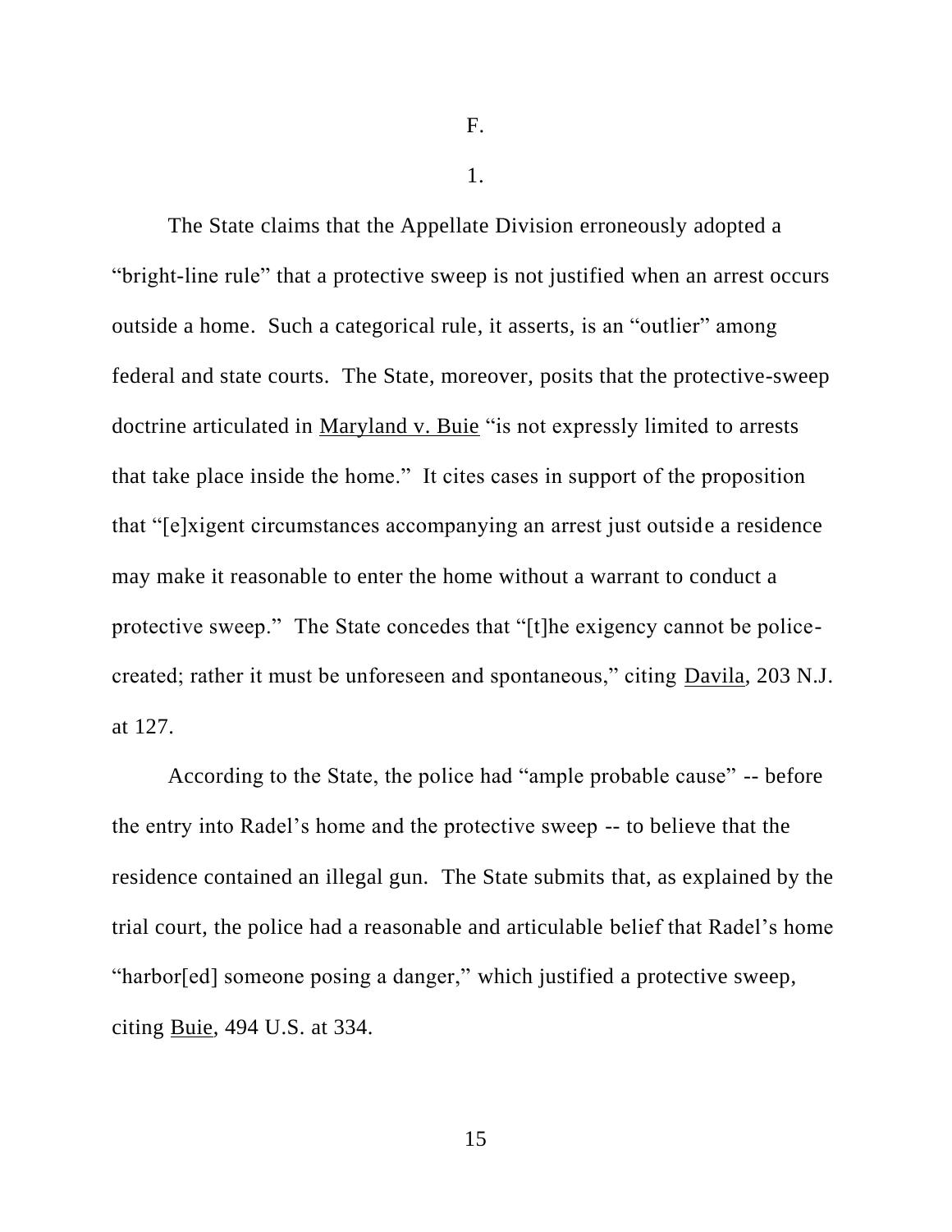F.

1.

The State claims that the Appellate Division erroneously adopted a "bright-line rule" that a protective sweep is not justified when an arrest occurs outside a home. Such a categorical rule, it asserts, is an "outlier" among federal and state courts. The State, moreover, posits that the protective-sweep doctrine articulated in Maryland v. Buie "is not expressly limited to arrests that take place inside the home." It cites cases in support of the proposition that "[e]xigent circumstances accompanying an arrest just outside a residence may make it reasonable to enter the home without a warrant to conduct a protective sweep." The State concedes that "[t]he exigency cannot be police-created; rather it must be unforeseen and spontaneous," citing Davila, 203 N.J. at 127.

According to the State, the police had "ample probable cause" -- before the entry into Radel's home and the protective sweep -- to believe that the residence contained an illegal gun. The State submits that, as explained by the trial court, the police had a reasonable and articulable belief that Radel's home "harbor[ed] someone posing a danger," which justified a protective sweep, citing Buie, 494 U.S. at 334.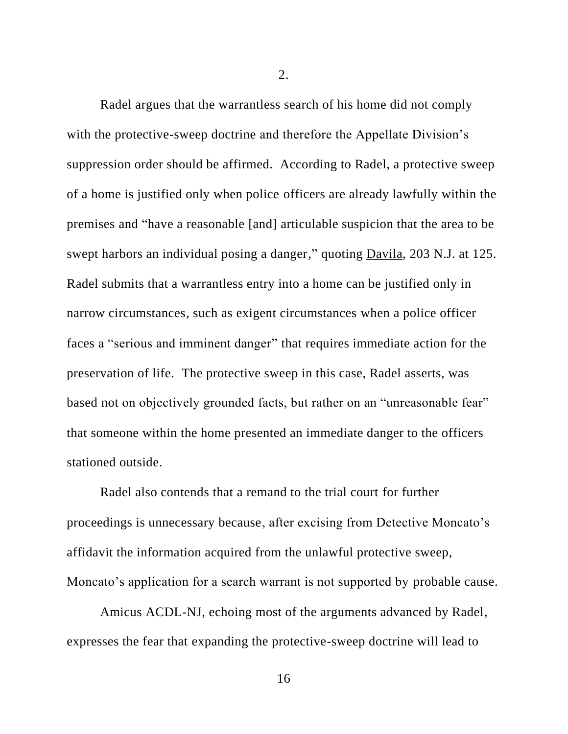2.

Radel argues that the warrantless search of his home did not comply with the protective-sweep doctrine and therefore the Appellate Division's suppression order should be affirmed. According to Radel, a protective sweep of a home is justified only when police officers are already lawfully within the premises and "have a reasonable [and] articulable suspicion that the area to be swept harbors an individual posing a danger," quoting Davila, 203 N.J. at 125. Radel submits that a warrantless entry into a home can be justified only in narrow circumstances, such as exigent circumstances when a police officer faces a "serious and imminent danger" that requires immediate action for the preservation of life. The protective sweep in this case, Radel asserts, was based not on objectively grounded facts, but rather on an "unreasonable fear" that someone within the home presented an immediate danger to the officers stationed outside.

Radel also contends that a remand to the trial court for further proceedings is unnecessary because, after excising from Detective Moncato's affidavit the information acquired from the unlawful protective sweep, Moncato's application for a search warrant is not supported by probable cause.

Amicus ACDL-NJ, echoing most of the arguments advanced by Radel, expresses the fear that expanding the protective-sweep doctrine will lead to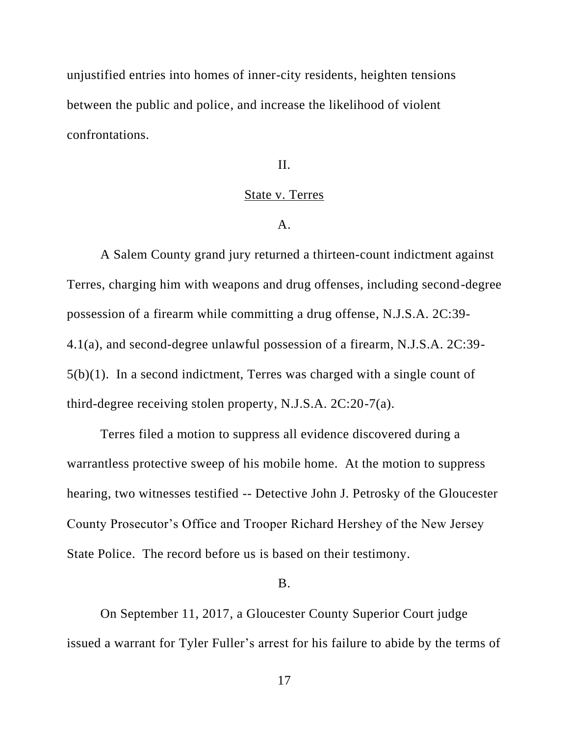unjustified entries into homes of inner-city residents, heighten tensions between the public and police, and increase the likelihood of violent confrontations.

## II.

## State v. Terres

### A.

A Salem County grand jury returned a thirteen-count indictment against Terres, charging him with weapons and drug offenses, including second-degree possession of a firearm while committing a drug offense, N.J.S.A. 2C:39-4.1(a), and second-degree unlawful possession of a firearm, N.J.S.A. 2C:39-5(b)(1). In a second indictment, Terres was charged with a single count of third-degree receiving stolen property, N.J.S.A. 2C:20-7(a).

Terres filed a motion to suppress all evidence discovered during a warrantless protective sweep of his mobile home. At the motion to suppress hearing, two witnesses testified -- Detective John J. Petrosky of the Gloucester County Prosecutor's Office and Trooper Richard Hershey of the New Jersey State Police. The record before us is based on their testimony.

### B.

On September 11, 2017, a Gloucester County Superior Court judge issued a warrant for Tyler Fuller's arrest for his failure to abide by the terms of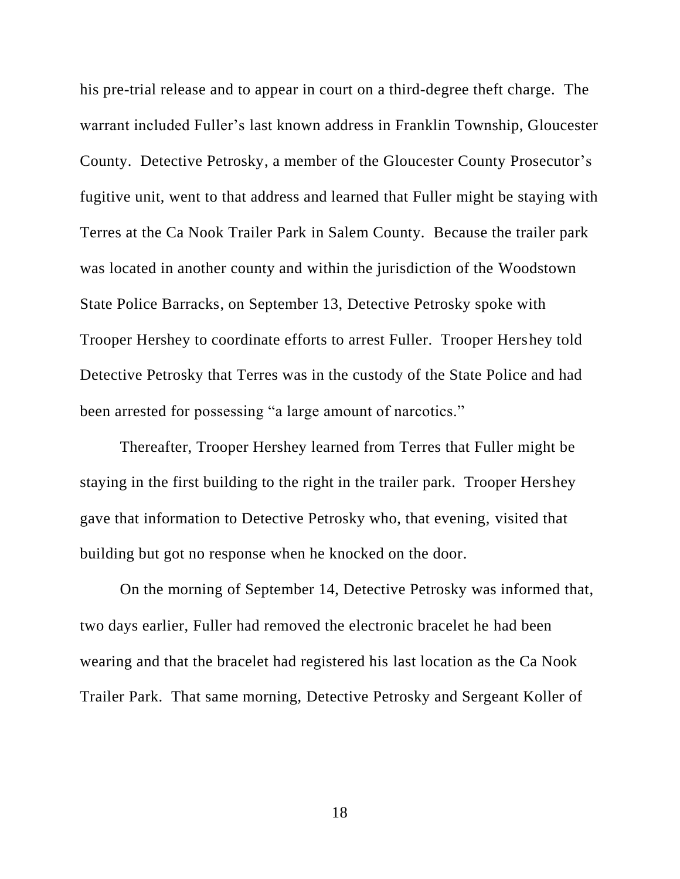his pre-trial release and to appear in court on a third-degree theft charge. The warrant included Fuller's last known address in Franklin Township, Gloucester County. Detective Petrosky, a member of the Gloucester County Prosecutor's fugitive unit, went to that address and learned that Fuller might be staying with Terres at the Ca Nook Trailer Park in Salem County. Because the trailer park was located in another county and within the jurisdiction of the Woodstown State Police Barracks, on September 13, Detective Petrosky spoke with Trooper Hershey to coordinate efforts to arrest Fuller. Trooper Hershey told Detective Petrosky that Terres was in the custody of the State Police and had been arrested for possessing "a large amount of narcotics."

Thereafter, Trooper Hershey learned from Terres that Fuller might be staying in the first building to the right in the trailer park. Trooper Hershey gave that information to Detective Petrosky who, that evening, visited that building but got no response when he knocked on the door.

On the morning of September 14, Detective Petrosky was informed that, two days earlier, Fuller had removed the electronic bracelet he had been wearing and that the bracelet had registered his last location as the Ca Nook Trailer Park. That same morning, Detective Petrosky and Sergeant Koller of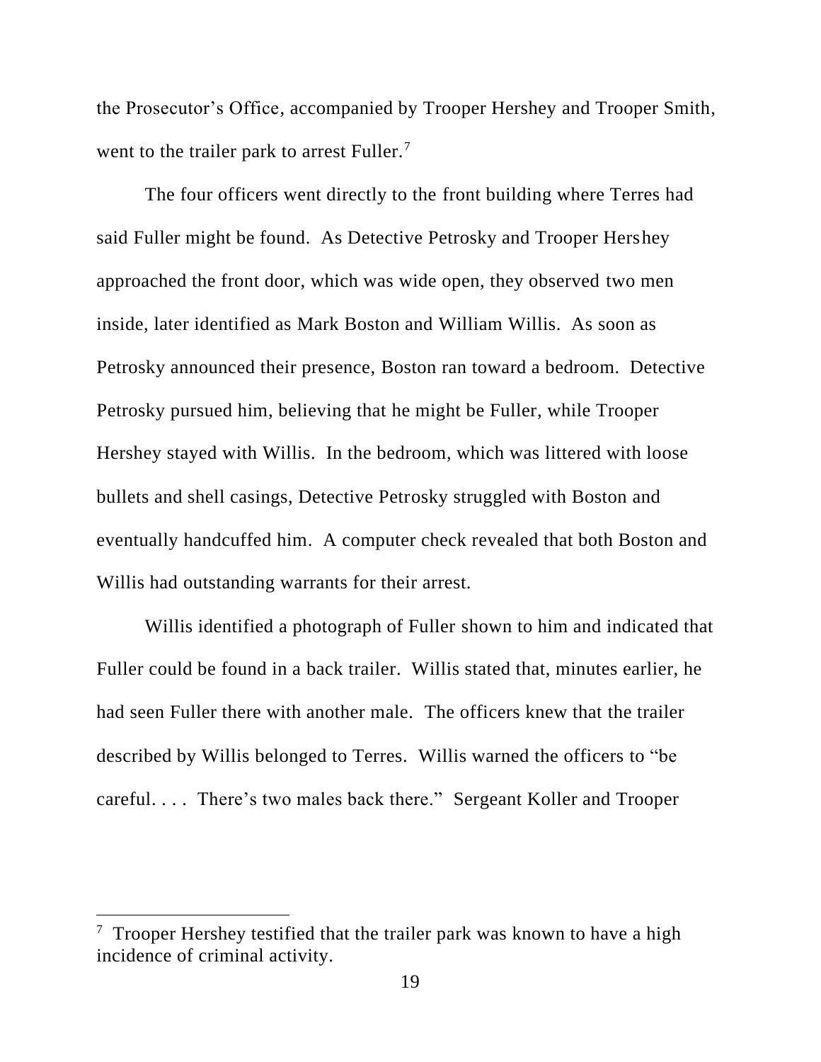the Prosecutor's Office, accompanied by Trooper Hershey and Trooper Smith, went to the trailer park to arrest Fuller.[7]

The four officers went directly to the front building where Terres had said Fuller might be found. As Detective Petrosky and Trooper Hershey approached the front door, which was wide open, they observed two men inside, later identified as Mark Boston and William Willis. As soon as Petrosky announced their presence, Boston ran toward a bedroom. Detective Petrosky pursued him, believing that he might be Fuller, while Trooper Hershey stayed with Willis. In the bedroom, which was littered with loose bullets and shell casings, Detective Petrosky struggled with Boston and eventually handcuffed him. A computer check revealed that both Boston and Willis had outstanding warrants for their arrest.

Willis identified a photograph of Fuller shown to him and indicated that Fuller could be found in a back trailer. Willis stated that, minutes earlier, he had seen Fuller there with another male. The officers knew that the trailer described by Willis belonged to Terres. Willis warned the officers to "be careful. . . . There's two males back there." Sergeant Koller and Trooper

---

[7] Trooper Hershey testified that the trailer park was known to have a high incidence of criminal activity.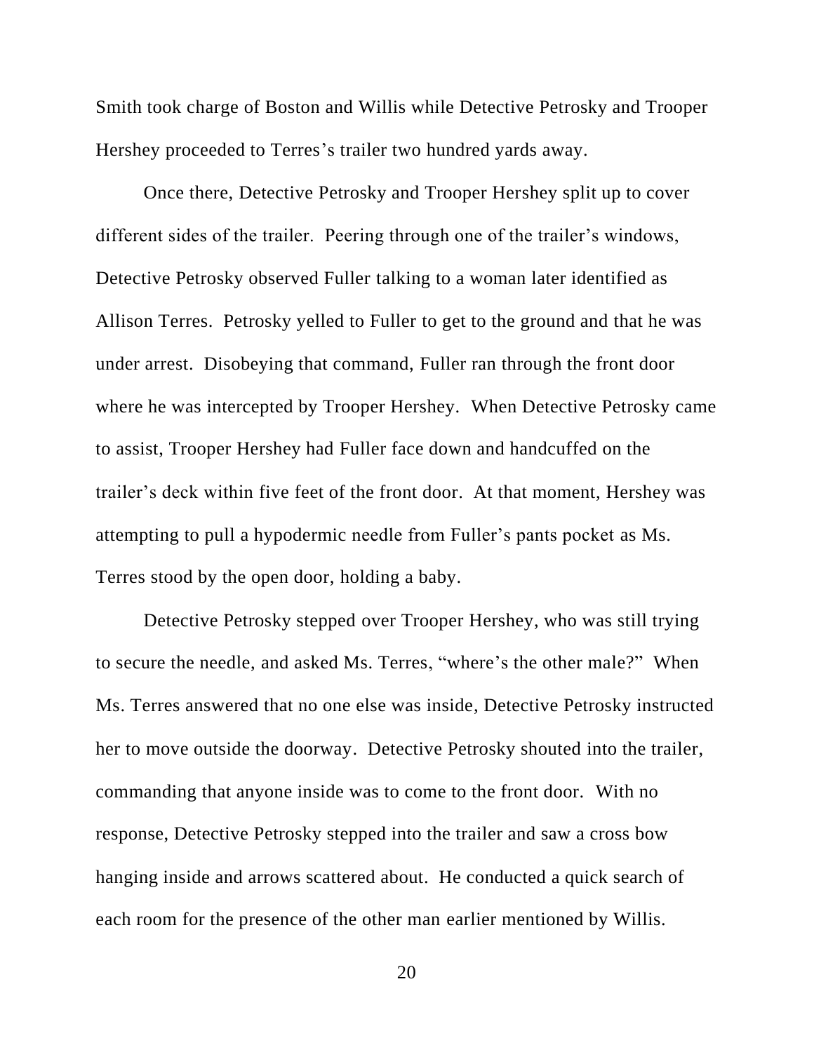Smith took charge of Boston and Willis while Detective Petrosky and Trooper Hershey proceeded to Terres's trailer two hundred yards away.

Once there, Detective Petrosky and Trooper Hershey split up to cover different sides of the trailer. Peering through one of the trailer's windows, Detective Petrosky observed Fuller talking to a woman later identified as Allison Terres. Petrosky yelled to Fuller to get to the ground and that he was under arrest. Disobeying that command, Fuller ran through the front door where he was intercepted by Trooper Hershey. When Detective Petrosky came to assist, Trooper Hershey had Fuller face down and handcuffed on the trailer's deck within five feet of the front door. At that moment, Hershey was attempting to pull a hypodermic needle from Fuller's pants pocket as Ms. Terres stood by the open door, holding a baby.

Detective Petrosky stepped over Trooper Hershey, who was still trying to secure the needle, and asked Ms. Terres, "where's the other male?" When Ms. Terres answered that no one else was inside, Detective Petrosky instructed her to move outside the doorway. Detective Petrosky shouted into the trailer, commanding that anyone inside was to come to the front door. With no response, Detective Petrosky stepped into the trailer and saw a cross bow hanging inside and arrows scattered about. He conducted a quick search of each room for the presence of the other man earlier mentioned by Willis.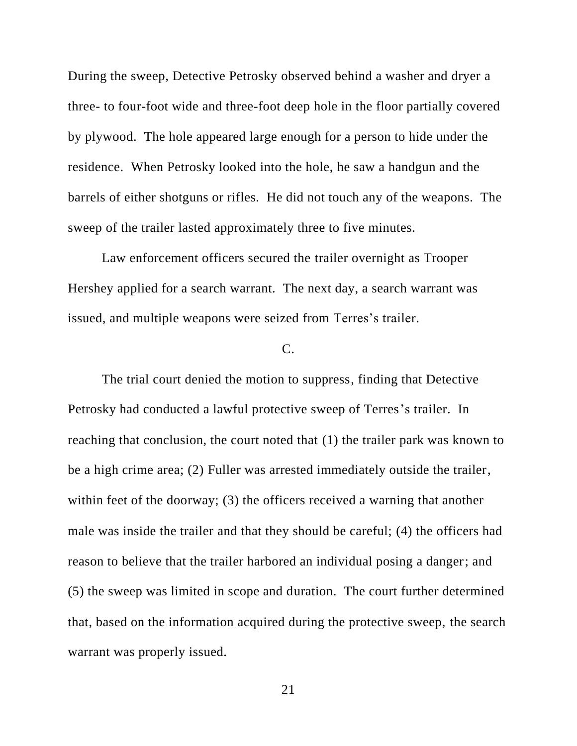During the sweep, Detective Petrosky observed behind a washer and dryer a three- to four-foot wide and three-foot deep hole in the floor partially covered by plywood. The hole appeared large enough for a person to hide under the residence. When Petrosky looked into the hole, he saw a handgun and the barrels of either shotguns or rifles. He did not touch any of the weapons. The sweep of the trailer lasted approximately three to five minutes.

Law enforcement officers secured the trailer overnight as Trooper Hershey applied for a search warrant. The next day, a search warrant was issued, and multiple weapons were seized from Terres's trailer.

C.

The trial court denied the motion to suppress, finding that Detective Petrosky had conducted a lawful protective sweep of Terres's trailer. In reaching that conclusion, the court noted that (1) the trailer park was known to be a high crime area; (2) Fuller was arrested immediately outside the trailer, within feet of the doorway; (3) the officers received a warning that another male was inside the trailer and that they should be careful; (4) the officers had reason to believe that the trailer harbored an individual posing a danger; and (5) the sweep was limited in scope and duration. The court further determined that, based on the information acquired during the protective sweep, the search warrant was properly issued.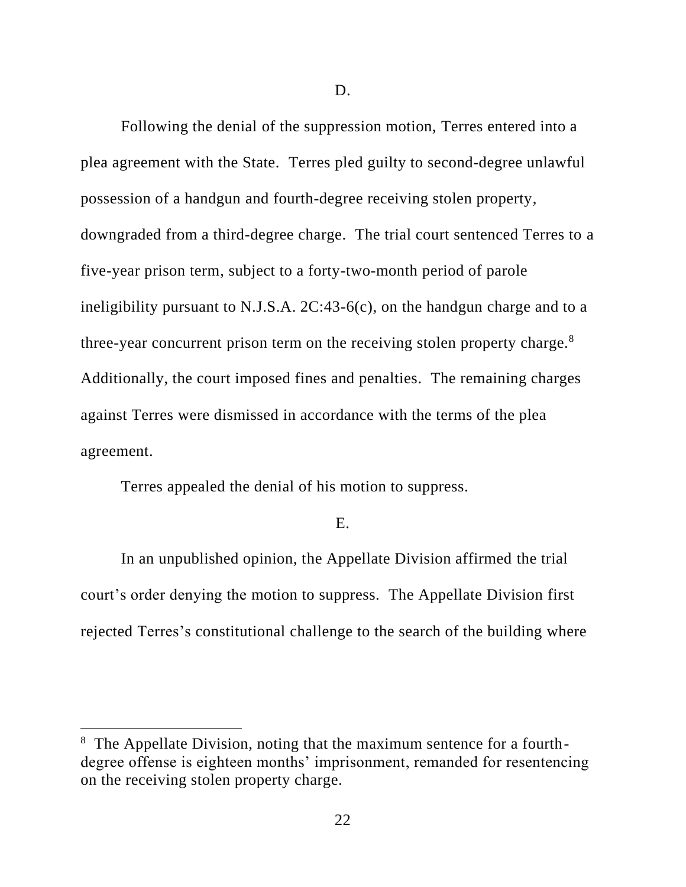D.

Following the denial of the suppression motion, Terres entered into a plea agreement with the State. Terres pled guilty to second-degree unlawful possession of a handgun and fourth-degree receiving stolen property, downgraded from a third-degree charge. The trial court sentenced Terres to a five-year prison term, subject to a forty-two-month period of parole ineligibility pursuant to N.J.S.A. 2C:43-6(c), on the handgun charge and to a three-year concurrent prison term on the receiving stolen property charge.[8] Additionally, the court imposed fines and penalties. The remaining charges against Terres were dismissed in accordance with the terms of the plea agreement.

Terres appealed the denial of his motion to suppress.

E.

In an unpublished opinion, the Appellate Division affirmed the trial court's order denying the motion to suppress. The Appellate Division first rejected Terres's constitutional challenge to the search of the building where

[8] The Appellate Division, noting that the maximum sentence for a fourth-degree offense is eighteen months' imprisonment, remanded for resentencing on the receiving stolen property charge.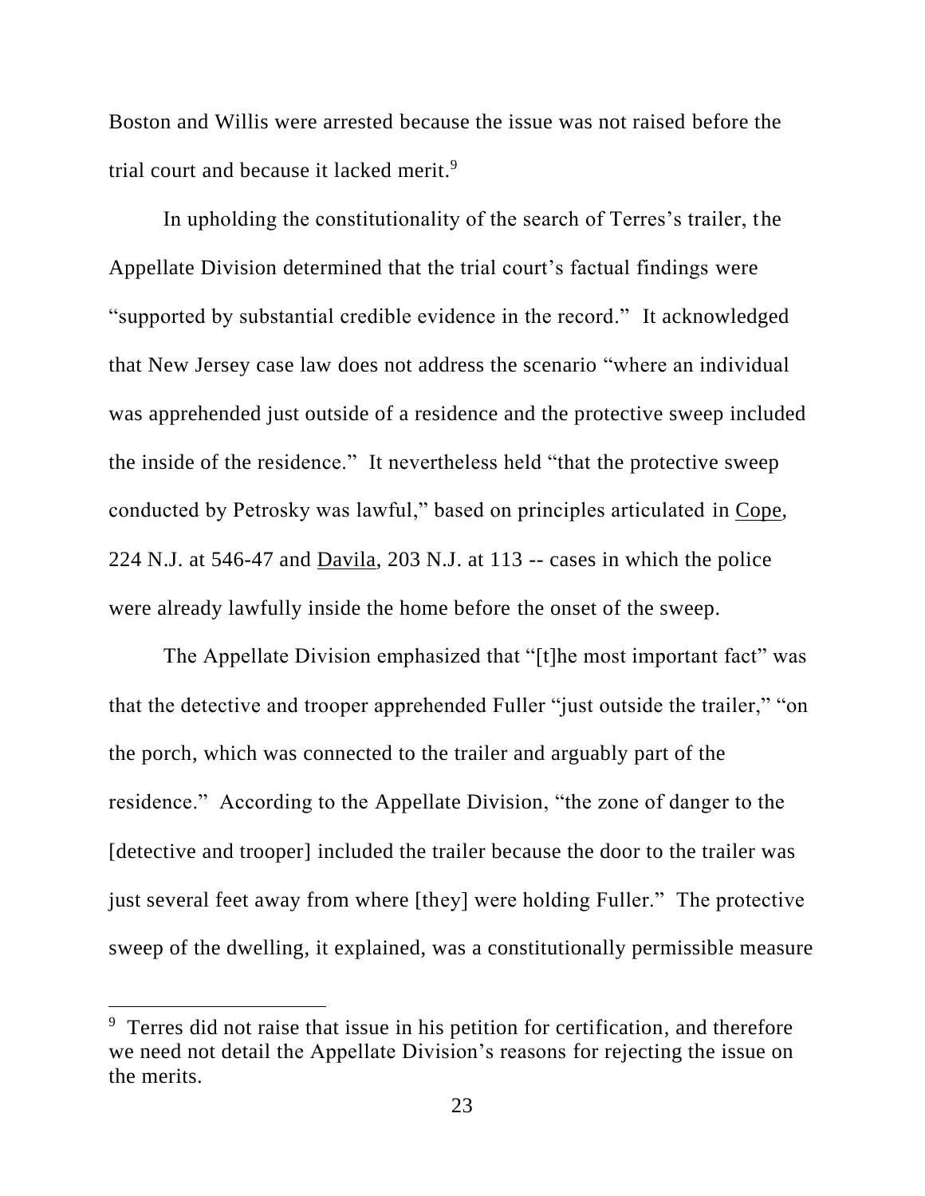Boston and Willis were arrested because the issue was not raised before the trial court and because it lacked merit.[9]

In upholding the constitutionality of the search of Terres's trailer, the Appellate Division determined that the trial court's factual findings were "supported by substantial credible evidence in the record." It acknowledged that New Jersey case law does not address the scenario "where an individual was apprehended just outside of a residence and the protective sweep included the inside of the residence." It nevertheless held "that the protective sweep conducted by Petrosky was lawful," based on principles articulated in Cope, 224 N.J. at 546-47 and Davila, 203 N.J. at 113 -- cases in which the police were already lawfully inside the home before the onset of the sweep.

The Appellate Division emphasized that "[t]he most important fact" was that the detective and trooper apprehended Fuller "just outside the trailer," "on the porch, which was connected to the trailer and arguably part of the residence." According to the Appellate Division, "the zone of danger to the [detective and trooper] included the trailer because the door to the trailer was just several feet away from where [they] were holding Fuller." The protective sweep of the dwelling, it explained, was a constitutionally permissible measure

[9] Terres did not raise that issue in his petition for certification, and therefore we need not detail the Appellate Division's reasons for rejecting the issue on the merits.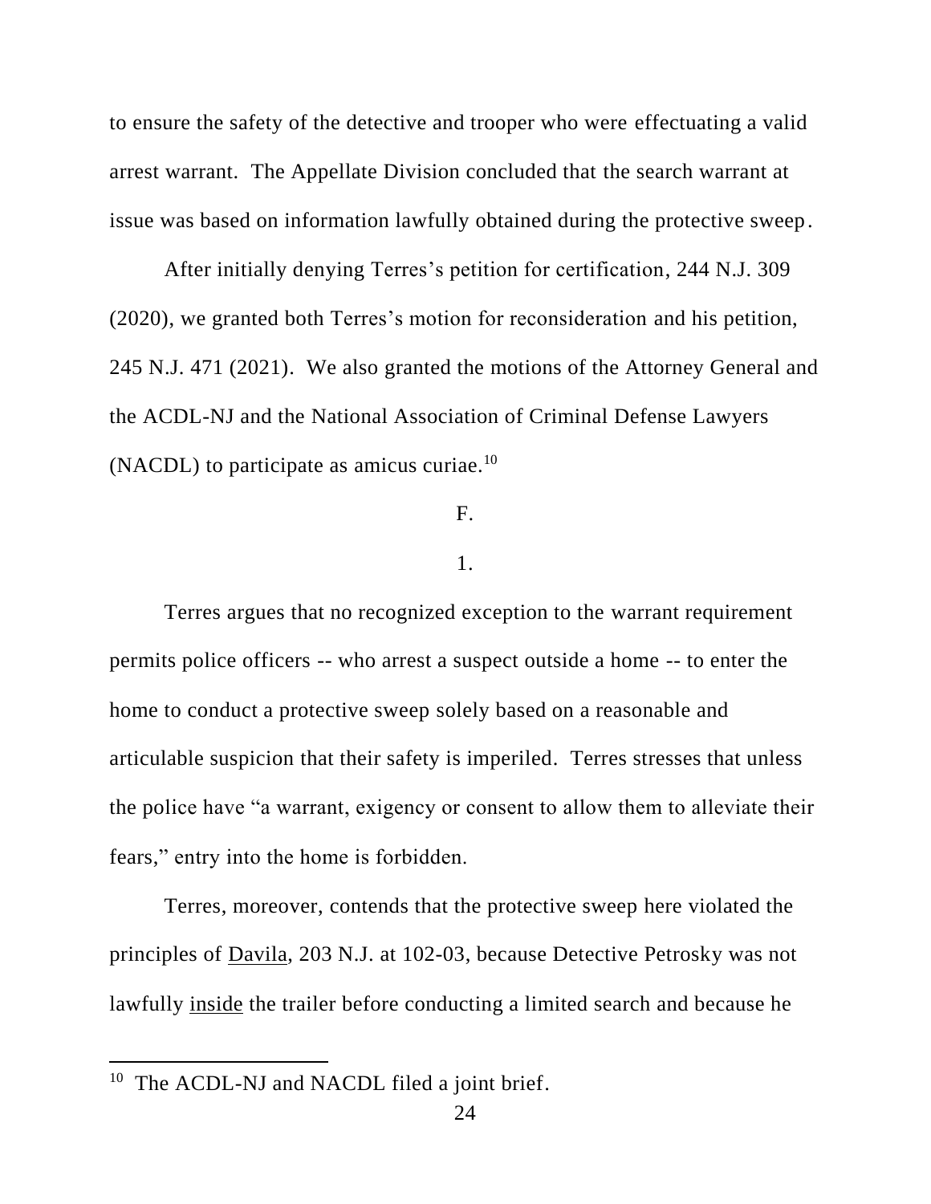to ensure the safety of the detective and trooper who were effectuating a valid arrest warrant. The Appellate Division concluded that the search warrant at issue was based on information lawfully obtained during the protective sweep.

After initially denying Terres's petition for certification, 244 N.J. 309 (2020), we granted both Terres's motion for reconsideration and his petition, 245 N.J. 471 (2021). We also granted the motions of the Attorney General and the ACDL-NJ and the National Association of Criminal Defense Lawyers (NACDL) to participate as amicus curiae.[10]

F.

1.

Terres argues that no recognized exception to the warrant requirement permits police officers -- who arrest a suspect outside a home -- to enter the home to conduct a protective sweep solely based on a reasonable and articulable suspicion that their safety is imperiled. Terres stresses that unless the police have "a warrant, exigency or consent to allow them to alleviate their fears," entry into the home is forbidden.

Terres, moreover, contends that the protective sweep here violated the principles of <u>Davila</u>, 203 N.J. at 102-03, because Detective Petrosky was not lawfully <u>inside</u> the trailer before conducting a limited search and because he

---

[10] The ACDL-NJ and NACDL filed a joint brief.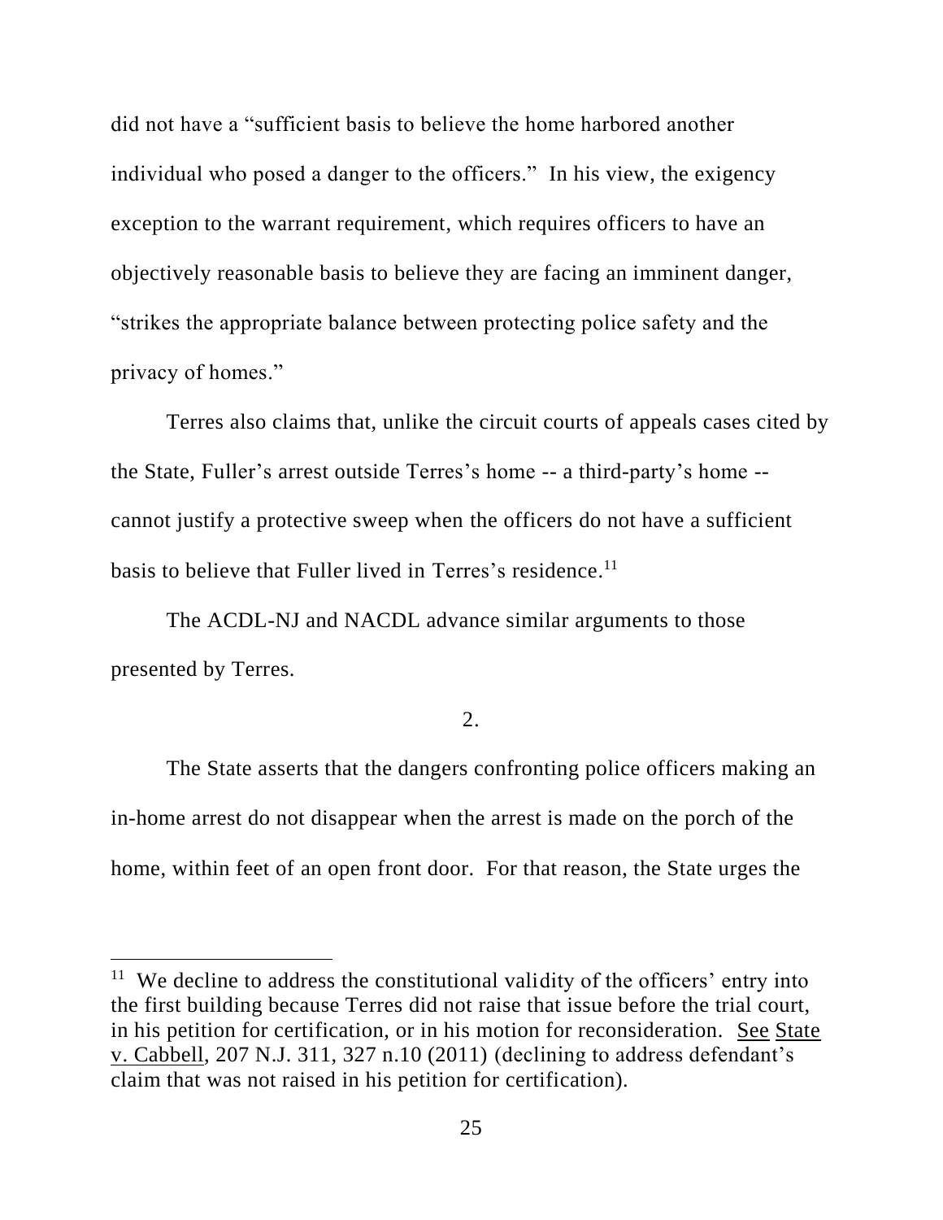did not have a "sufficient basis to believe the home harbored another individual who posed a danger to the officers." In his view, the exigency exception to the warrant requirement, which requires officers to have an objectively reasonable basis to believe they are facing an imminent danger, "strikes the appropriate balance between protecting police safety and the privacy of homes."

Terres also claims that, unlike the circuit courts of appeals cases cited by the State, Fuller's arrest outside Terres's home -- a third-party's home -- cannot justify a protective sweep when the officers do not have a sufficient basis to believe that Fuller lived in Terres's residence.[11]

The ACDL-NJ and NACDL advance similar arguments to those presented by Terres.

2.

The State asserts that the dangers confronting police officers making an in-home arrest do not disappear when the arrest is made on the porch of the home, within feet of an open front door. For that reason, the State urges the

[11] We decline to address the constitutional validity of the officers' entry into the first building because Terres did not raise that issue before the trial court, in his petition for certification, or in his motion for reconsideration. See State v. Cabbell, 207 N.J. 311, 327 n.10 (2011) (declining to address defendant's claim that was not raised in his petition for certification).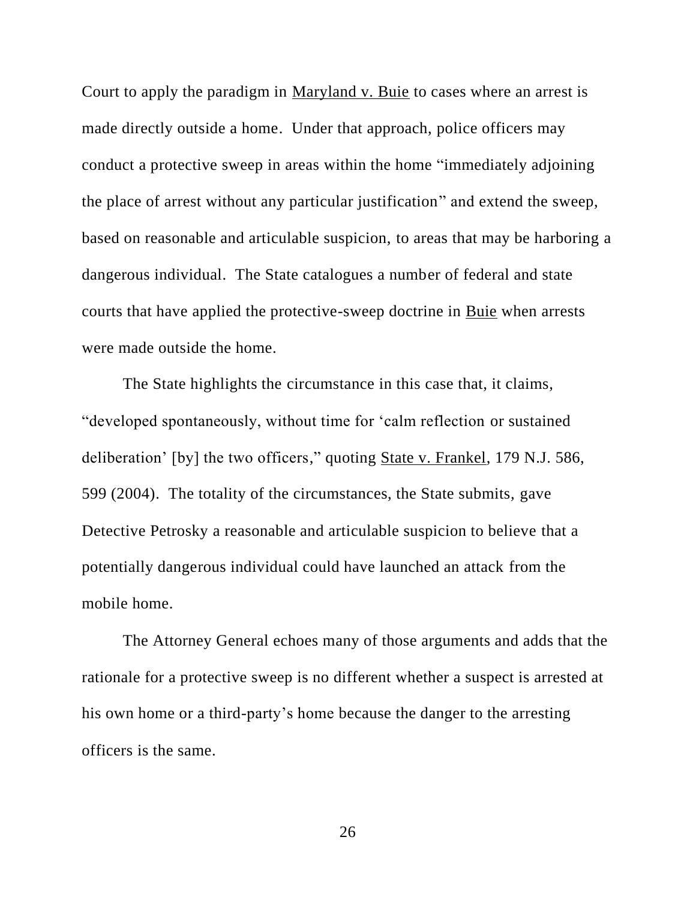Court to apply the paradigm in Maryland v. Buie to cases where an arrest is made directly outside a home. Under that approach, police officers may conduct a protective sweep in areas within the home "immediately adjoining the place of arrest without any particular justification" and extend the sweep, based on reasonable and articulable suspicion, to areas that may be harboring a dangerous individual. The State catalogues a number of federal and state courts that have applied the protective-sweep doctrine in Buie when arrests were made outside the home.

The State highlights the circumstance in this case that, it claims, "developed spontaneously, without time for 'calm reflection or sustained deliberation' [by] the two officers," quoting State v. Frankel, 179 N.J. 586, 599 (2004). The totality of the circumstances, the State submits, gave Detective Petrosky a reasonable and articulable suspicion to believe that a potentially dangerous individual could have launched an attack from the mobile home.

The Attorney General echoes many of those arguments and adds that the rationale for a protective sweep is no different whether a suspect is arrested at his own home or a third-party's home because the danger to the arresting officers is the same.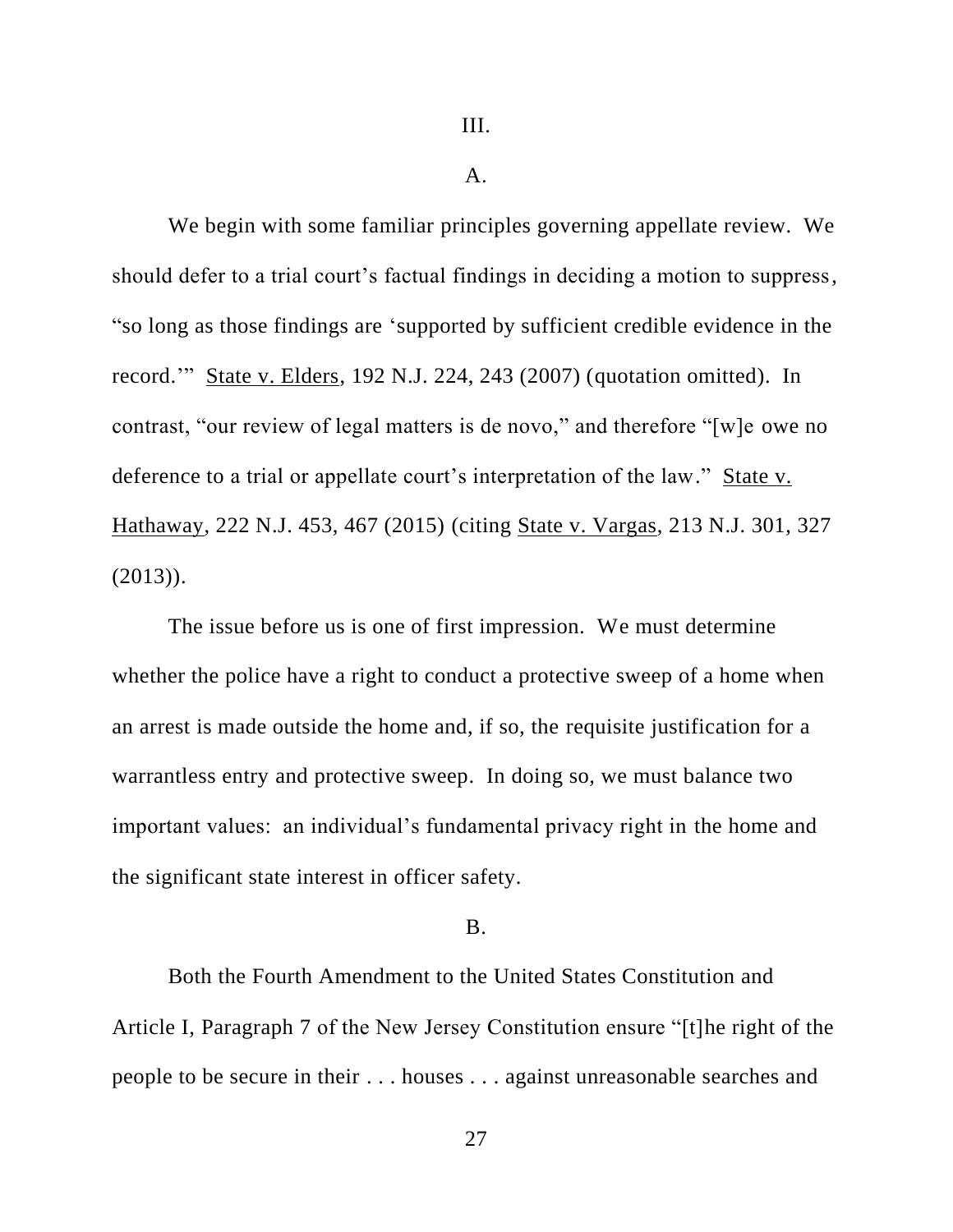### III.

#### A.

We begin with some familiar principles governing appellate review. We should defer to a trial court's factual findings in deciding a motion to suppress, "so long as those findings are 'supported by sufficient credible evidence in the record.'" State v. Elders, 192 N.J. 224, 243 (2007) (quotation omitted). In contrast, "our review of legal matters is de novo," and therefore "[w]e owe no deference to a trial or appellate court's interpretation of the law." State v. Hathaway, 222 N.J. 453, 467 (2015) (citing State v. Vargas, 213 N.J. 301, 327 (2013)).

The issue before us is one of first impression. We must determine whether the police have a right to conduct a protective sweep of a home when an arrest is made outside the home and, if so, the requisite justification for a warrantless entry and protective sweep. In doing so, we must balance two important values: an individual's fundamental privacy right in the home and the significant state interest in officer safety.

#### B.

Both the Fourth Amendment to the United States Constitution and Article I, Paragraph 7 of the New Jersey Constitution ensure "[t]he right of the people to be secure in their . . . houses . . . against unreasonable searches and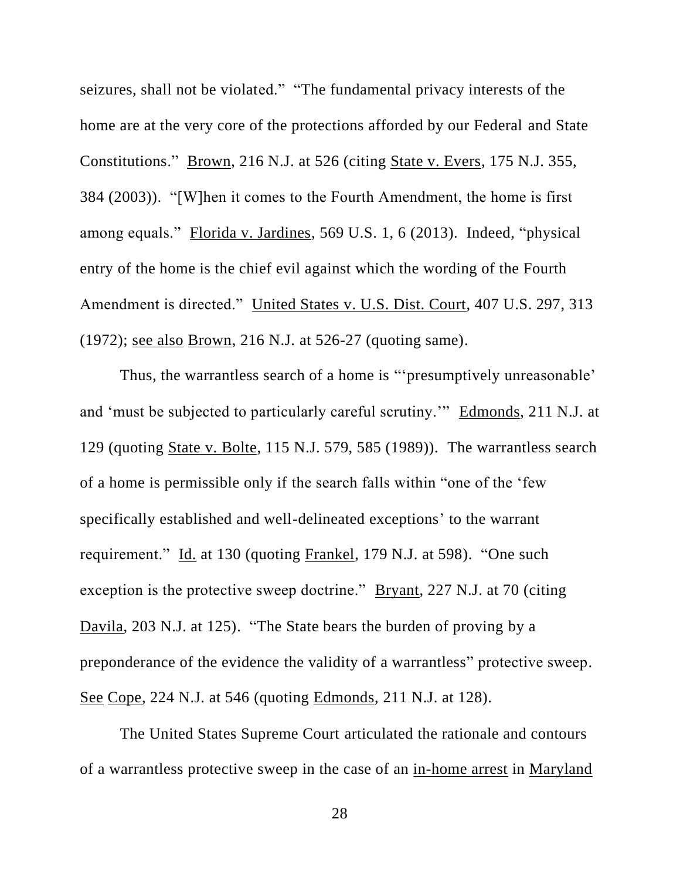seizures, shall not be violated." "The fundamental privacy interests of the home are at the very core of the protections afforded by our Federal and State Constitutions." Brown, 216 N.J. at 526 (citing State v. Evers, 175 N.J. 355, 384 (2003)). "[W]hen it comes to the Fourth Amendment, the home is first among equals." Florida v. Jardines, 569 U.S. 1, 6 (2013). Indeed, "physical entry of the home is the chief evil against which the wording of the Fourth Amendment is directed." United States v. U.S. Dist. Court, 407 U.S. 297, 313 (1972); see also Brown, 216 N.J. at 526-27 (quoting same).

Thus, the warrantless search of a home is "'presumptively unreasonable' and 'must be subjected to particularly careful scrutiny.'" Edmonds, 211 N.J. at 129 (quoting State v. Bolte, 115 N.J. 579, 585 (1989)). The warrantless search of a home is permissible only if the search falls within "one of the 'few specifically established and well-delineated exceptions' to the warrant requirement." Id. at 130 (quoting Frankel, 179 N.J. at 598). "One such exception is the protective sweep doctrine." Bryant, 227 N.J. at 70 (citing Davila, 203 N.J. at 125). "The State bears the burden of proving by a preponderance of the evidence the validity of a warrantless" protective sweep. See Cope, 224 N.J. at 546 (quoting Edmonds, 211 N.J. at 128).

The United States Supreme Court articulated the rationale and contours of a warrantless protective sweep in the case of an in-home arrest in Maryland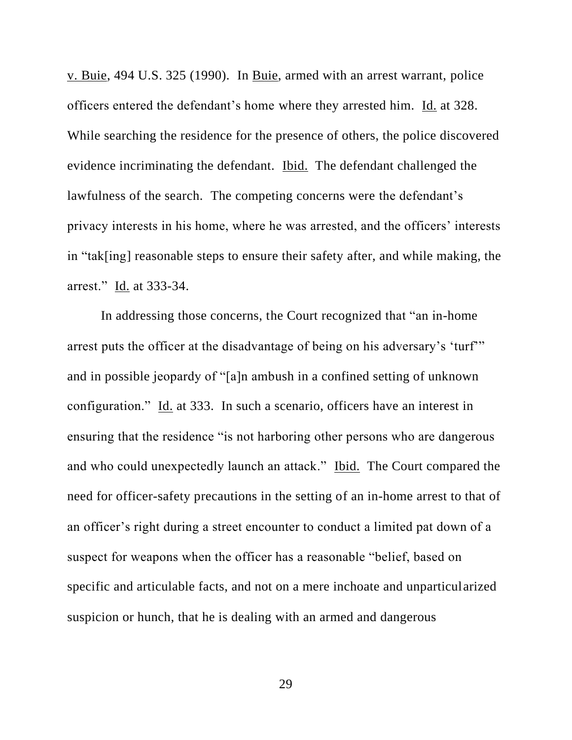v. Buie, 494 U.S. 325 (1990). In Buie, armed with an arrest warrant, police officers entered the defendant's home where they arrested him. Id. at 328. While searching the residence for the presence of others, the police discovered evidence incriminating the defendant. Ibid. The defendant challenged the lawfulness of the search. The competing concerns were the defendant's privacy interests in his home, where he was arrested, and the officers' interests in "tak[ing] reasonable steps to ensure their safety after, and while making, the arrest." Id. at 333-34.

In addressing those concerns, the Court recognized that "an in-home arrest puts the officer at the disadvantage of being on his adversary's 'turf'" and in possible jeopardy of "[a]n ambush in a confined setting of unknown configuration." Id. at 333. In such a scenario, officers have an interest in ensuring that the residence "is not harboring other persons who are dangerous and who could unexpectedly launch an attack." Ibid. The Court compared the need for officer-safety precautions in the setting of an in-home arrest to that of an officer's right during a street encounter to conduct a limited pat down of a suspect for weapons when the officer has a reasonable "belief, based on specific and articulable facts, and not on a mere inchoate and unparticularized suspicion or hunch, that he is dealing with an armed and dangerous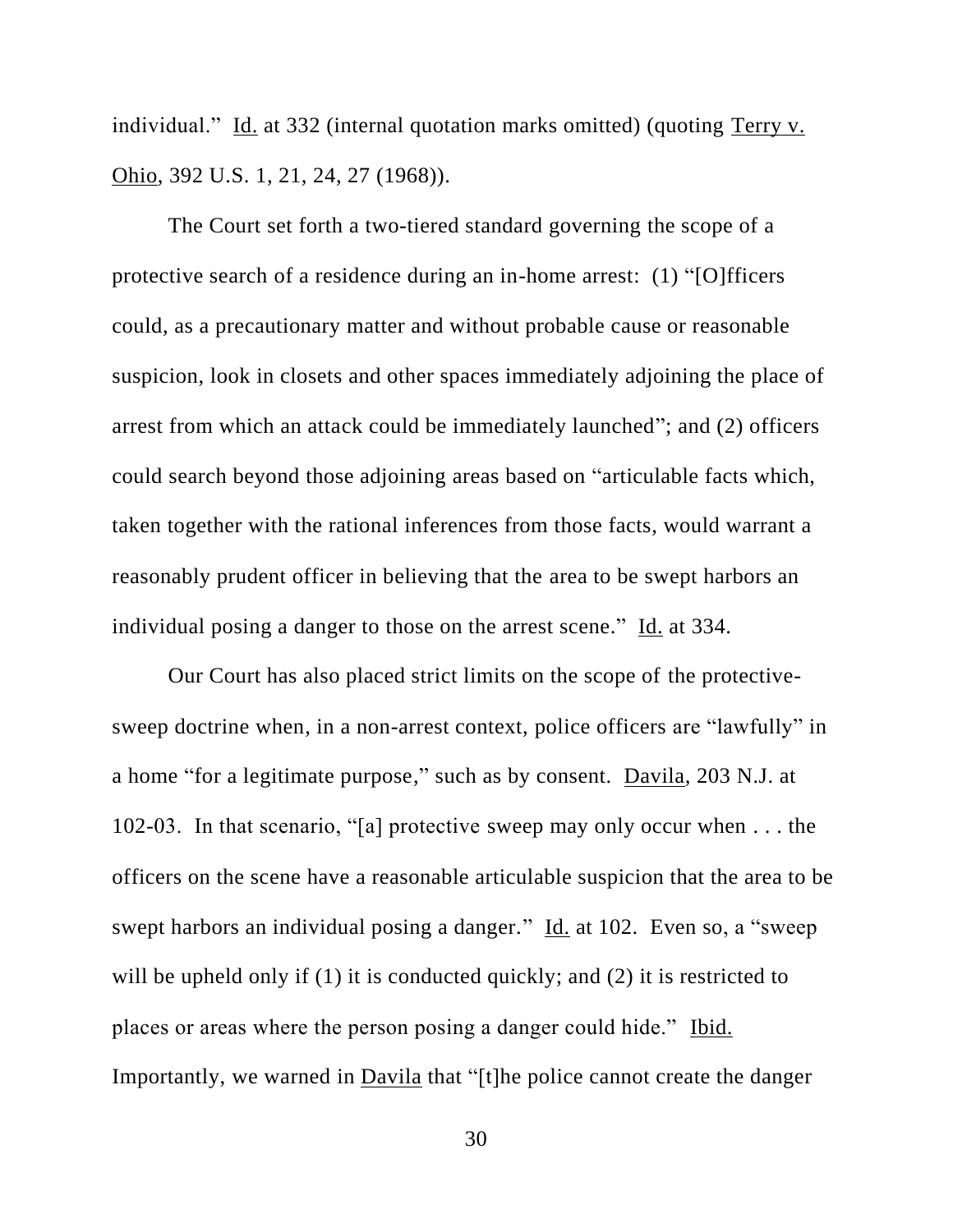individual." Id. at 332 (internal quotation marks omitted) (quoting Terry v. Ohio, 392 U.S. 1, 21, 24, 27 (1968)).

The Court set forth a two-tiered standard governing the scope of a protective search of a residence during an in-home arrest: (1) "[O]fficers could, as a precautionary matter and without probable cause or reasonable suspicion, look in closets and other spaces immediately adjoining the place of arrest from which an attack could be immediately launched"; and (2) officers could search beyond those adjoining areas based on "articulable facts which, taken together with the rational inferences from those facts, would warrant a reasonably prudent officer in believing that the area to be swept harbors an individual posing a danger to those on the arrest scene." Id. at 334.

Our Court has also placed strict limits on the scope of the protective-sweep doctrine when, in a non-arrest context, police officers are "lawfully" in a home "for a legitimate purpose," such as by consent. Davila, 203 N.J. at 102-03. In that scenario, "[a] protective sweep may only occur when . . . the officers on the scene have a reasonable articulable suspicion that the area to be swept harbors an individual posing a danger." Id. at 102. Even so, a "sweep will be upheld only if (1) it is conducted quickly; and (2) it is restricted to places or areas where the person posing a danger could hide." Ibid. Importantly, we warned in Davila that "[t]he police cannot create the danger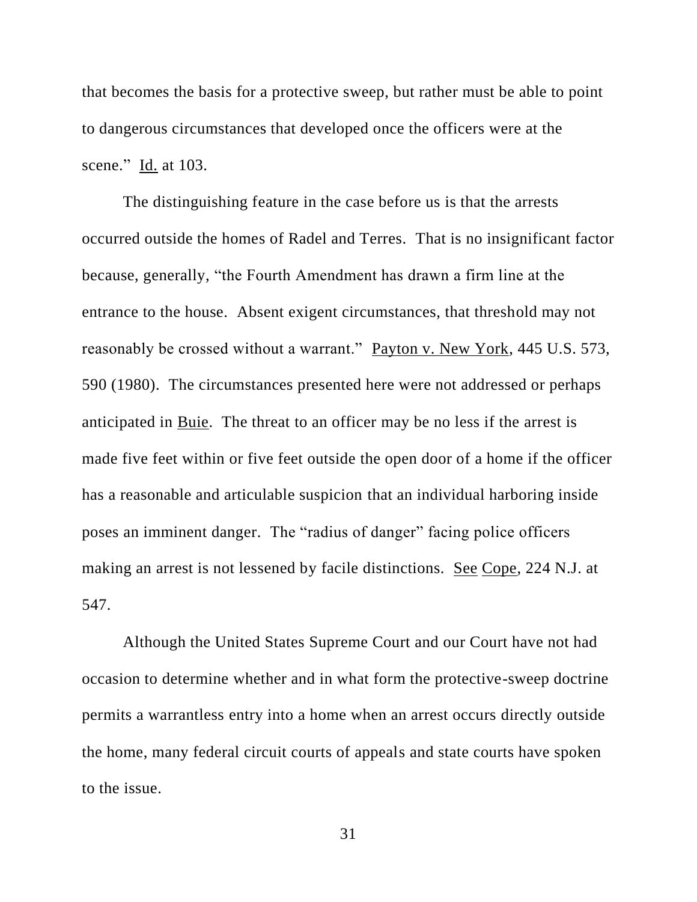that becomes the basis for a protective sweep, but rather must be able to point to dangerous circumstances that developed once the officers were at the scene." Id. at 103.

The distinguishing feature in the case before us is that the arrests occurred outside the homes of Radel and Terres. That is no insignificant factor because, generally, "the Fourth Amendment has drawn a firm line at the entrance to the house. Absent exigent circumstances, that threshold may not reasonably be crossed without a warrant." Payton v. New York, 445 U.S. 573, 590 (1980). The circumstances presented here were not addressed or perhaps anticipated in Buie. The threat to an officer may be no less if the arrest is made five feet within or five feet outside the open door of a home if the officer has a reasonable and articulable suspicion that an individual harboring inside poses an imminent danger. The "radius of danger" facing police officers making an arrest is not lessened by facile distinctions. See Cope, 224 N.J. at 547.

Although the United States Supreme Court and our Court have not had occasion to determine whether and in what form the protective-sweep doctrine permits a warrantless entry into a home when an arrest occurs directly outside the home, many federal circuit courts of appeals and state courts have spoken to the issue.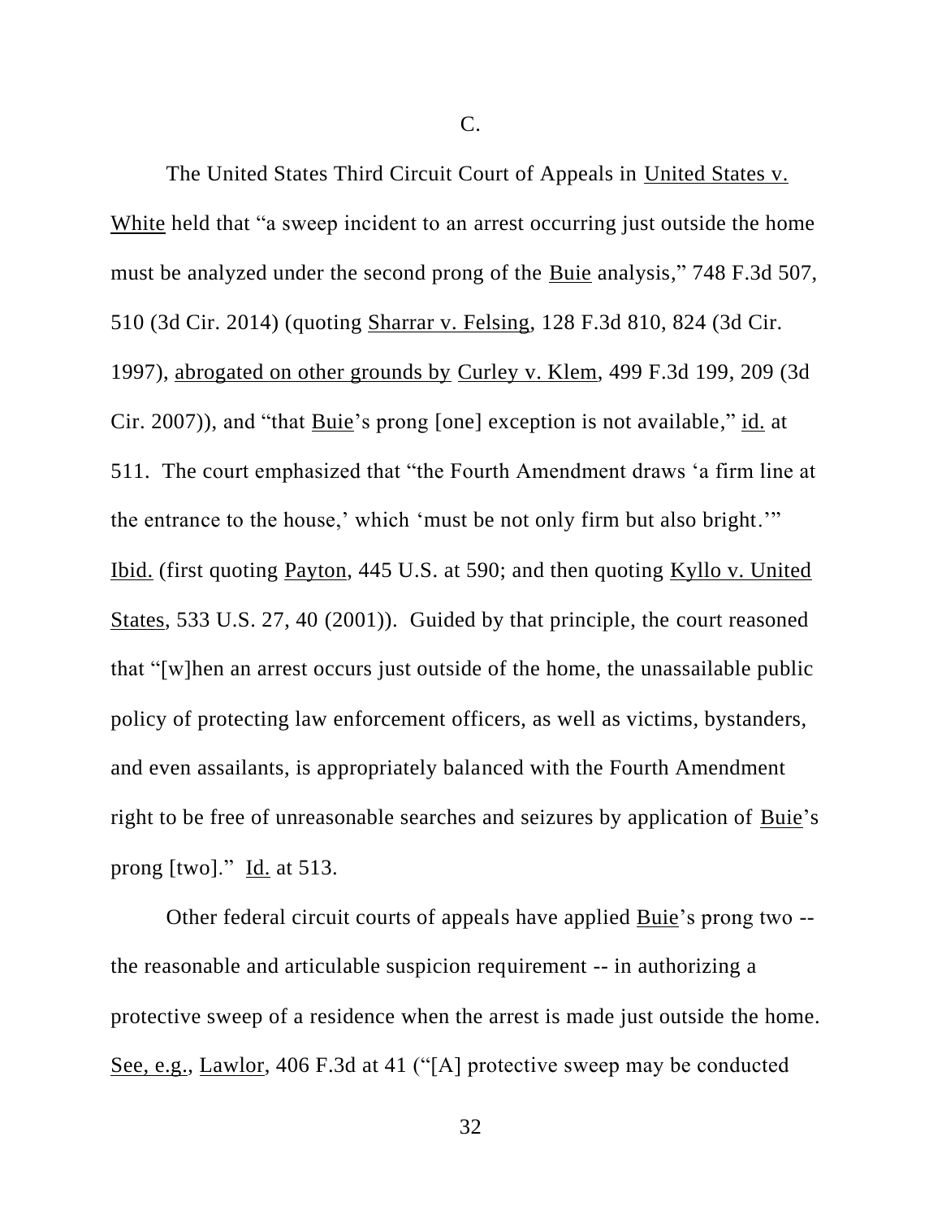C.

The United States Third Circuit Court of Appeals in United States v. White held that "a sweep incident to an arrest occurring just outside the home must be analyzed under the second prong of the Buie analysis," 748 F.3d 507, 510 (3d Cir. 2014) (quoting Sharrar v. Felsing, 128 F.3d 810, 824 (3d Cir. 1997), abrogated on other grounds by Curley v. Klem, 499 F.3d 199, 209 (3d Cir. 2007)), and "that Buie's prong [one] exception is not available," id. at 511. The court emphasized that "the Fourth Amendment draws 'a firm line at the entrance to the house,' which 'must be not only firm but also bright.'" Ibid. (first quoting Payton, 445 U.S. at 590; and then quoting Kyllo v. United States, 533 U.S. 27, 40 (2001)). Guided by that principle, the court reasoned that "[w]hen an arrest occurs just outside of the home, the unassailable public policy of protecting law enforcement officers, as well as victims, bystanders, and even assailants, is appropriately balanced with the Fourth Amendment right to be free of unreasonable searches and seizures by application of Buie's prong [two]." Id. at 513.

Other federal circuit courts of appeals have applied Buie's prong two -- the reasonable and articulable suspicion requirement -- in authorizing a protective sweep of a residence when the arrest is made just outside the home. See, e.g., Lawlor, 406 F.3d at 41 ("[A] protective sweep may be conducted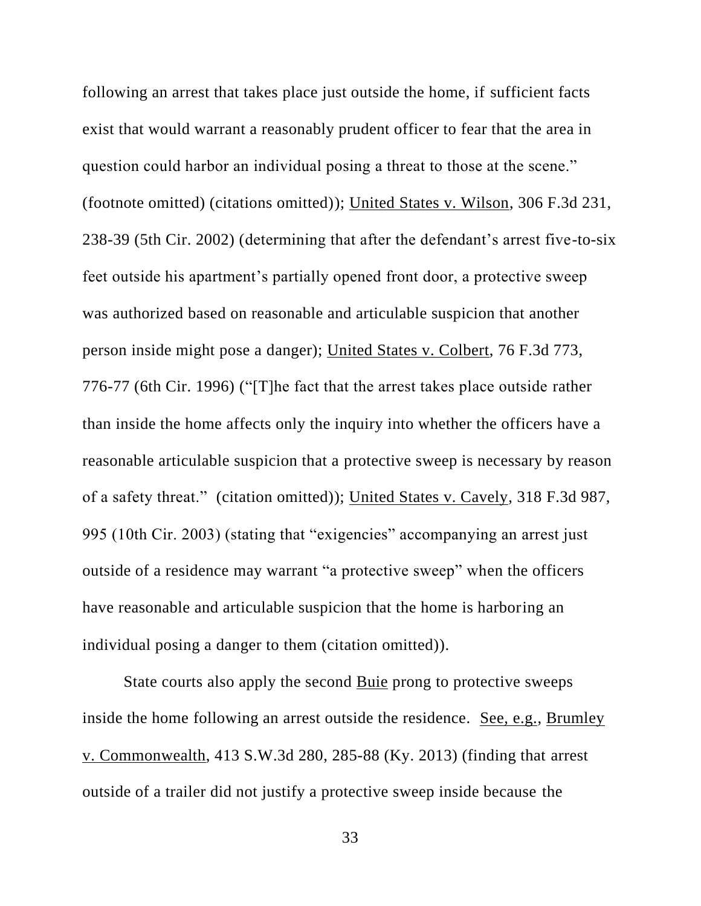following an arrest that takes place just outside the home, if sufficient facts exist that would warrant a reasonably prudent officer to fear that the area in question could harbor an individual posing a threat to those at the scene." (footnote omitted) (citations omitted)); United States v. Wilson, 306 F.3d 231, 238-39 (5th Cir. 2002) (determining that after the defendant's arrest five-to-six feet outside his apartment's partially opened front door, a protective sweep was authorized based on reasonable and articulable suspicion that another person inside might pose a danger); United States v. Colbert, 76 F.3d 773, 776-77 (6th Cir. 1996) ("[T]he fact that the arrest takes place outside rather than inside the home affects only the inquiry into whether the officers have a reasonable articulable suspicion that a protective sweep is necessary by reason of a safety threat." (citation omitted)); United States v. Cavely, 318 F.3d 987, 995 (10th Cir. 2003) (stating that "exigencies" accompanying an arrest just outside of a residence may warrant "a protective sweep" when the officers have reasonable and articulable suspicion that the home is harboring an individual posing a danger to them (citation omitted)).

State courts also apply the second Buie prong to protective sweeps inside the home following an arrest outside the residence. See, e.g., Brumley v. Commonwealth, 413 S.W.3d 280, 285-88 (Ky. 2013) (finding that arrest outside of a trailer did not justify a protective sweep inside because the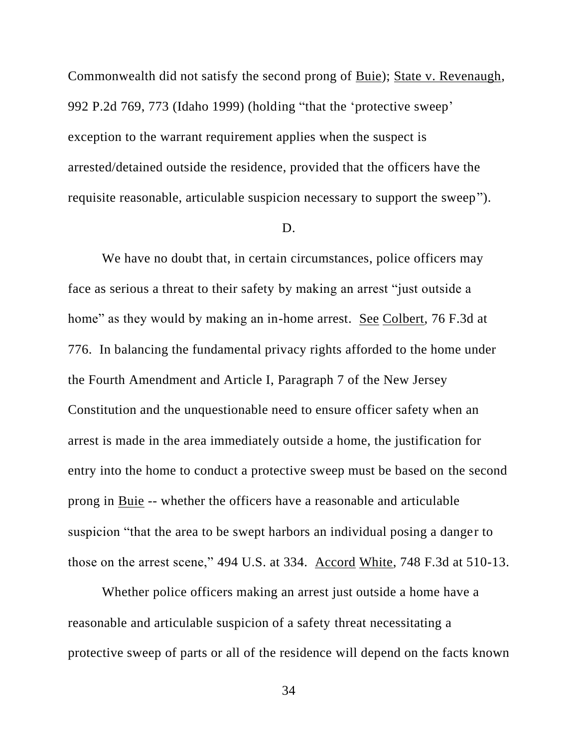Commonwealth did not satisfy the second prong of Buie); State v. Revenaugh, 992 P.2d 769, 773 (Idaho 1999) (holding "that the 'protective sweep' exception to the warrant requirement applies when the suspect is arrested/detained outside the residence, provided that the officers have the requisite reasonable, articulable suspicion necessary to support the sweep").

D.

We have no doubt that, in certain circumstances, police officers may face as serious a threat to their safety by making an arrest "just outside a home" as they would by making an in-home arrest. See Colbert, 76 F.3d at 776. In balancing the fundamental privacy rights afforded to the home under the Fourth Amendment and Article I, Paragraph 7 of the New Jersey Constitution and the unquestionable need to ensure officer safety when an arrest is made in the area immediately outside a home, the justification for entry into the home to conduct a protective sweep must be based on the second prong in Buie -- whether the officers have a reasonable and articulable suspicion "that the area to be swept harbors an individual posing a danger to those on the arrest scene," 494 U.S. at 334. Accord White, 748 F.3d at 510-13.

Whether police officers making an arrest just outside a home have a reasonable and articulable suspicion of a safety threat necessitating a protective sweep of parts or all of the residence will depend on the facts known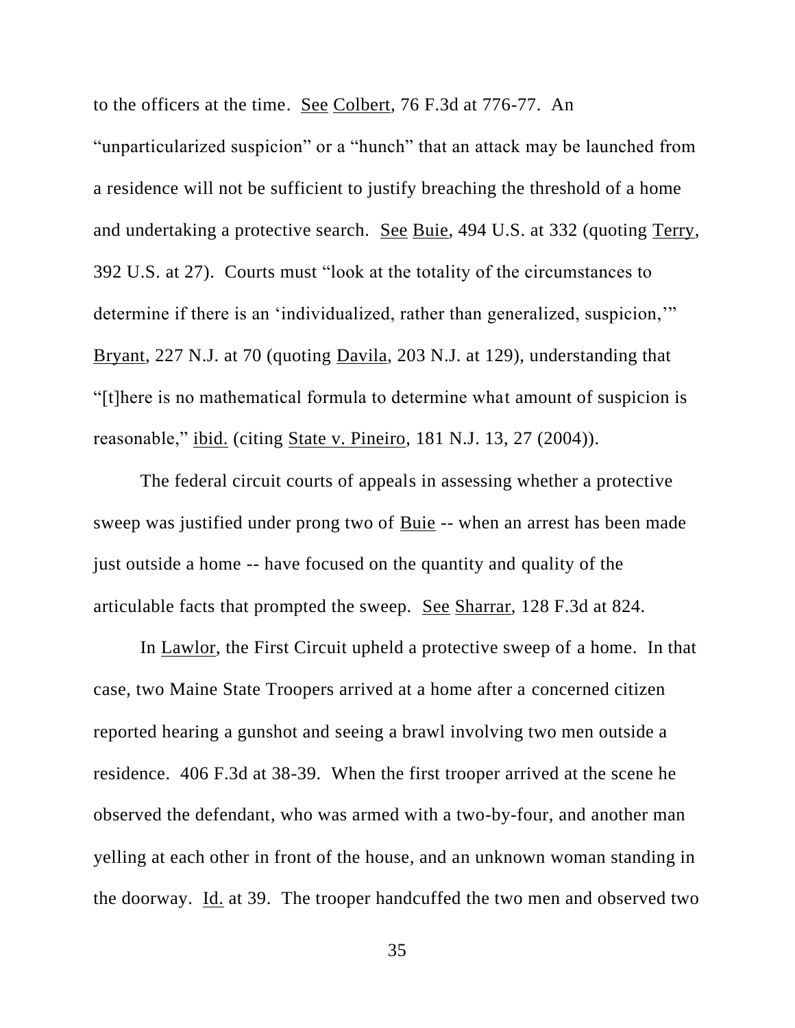to the officers at the time. See Colbert, 76 F.3d at 776-77. An "unparticularized suspicion" or a "hunch" that an attack may be launched from a residence will not be sufficient to justify breaching the threshold of a home and undertaking a protective search. See Buie, 494 U.S. at 332 (quoting Terry, 392 U.S. at 27). Courts must "look at the totality of the circumstances to determine if there is an 'individualized, rather than generalized, suspicion,'" Bryant, 227 N.J. at 70 (quoting Davila, 203 N.J. at 129), understanding that "[t]here is no mathematical formula to determine what amount of suspicion is reasonable," ibid. (citing State v. Pineiro, 181 N.J. 13, 27 (2004)).

The federal circuit courts of appeals in assessing whether a protective sweep was justified under prong two of Buie -- when an arrest has been made just outside a home -- have focused on the quantity and quality of the articulable facts that prompted the sweep. See Sharrar, 128 F.3d at 824.

In Lawlor, the First Circuit upheld a protective sweep of a home. In that case, two Maine State Troopers arrived at a home after a concerned citizen reported hearing a gunshot and seeing a brawl involving two men outside a residence. 406 F.3d at 38-39. When the first trooper arrived at the scene he observed the defendant, who was armed with a two-by-four, and another man yelling at each other in front of the house, and an unknown woman standing in the doorway. Id. at 39. The trooper handcuffed the two men and observed two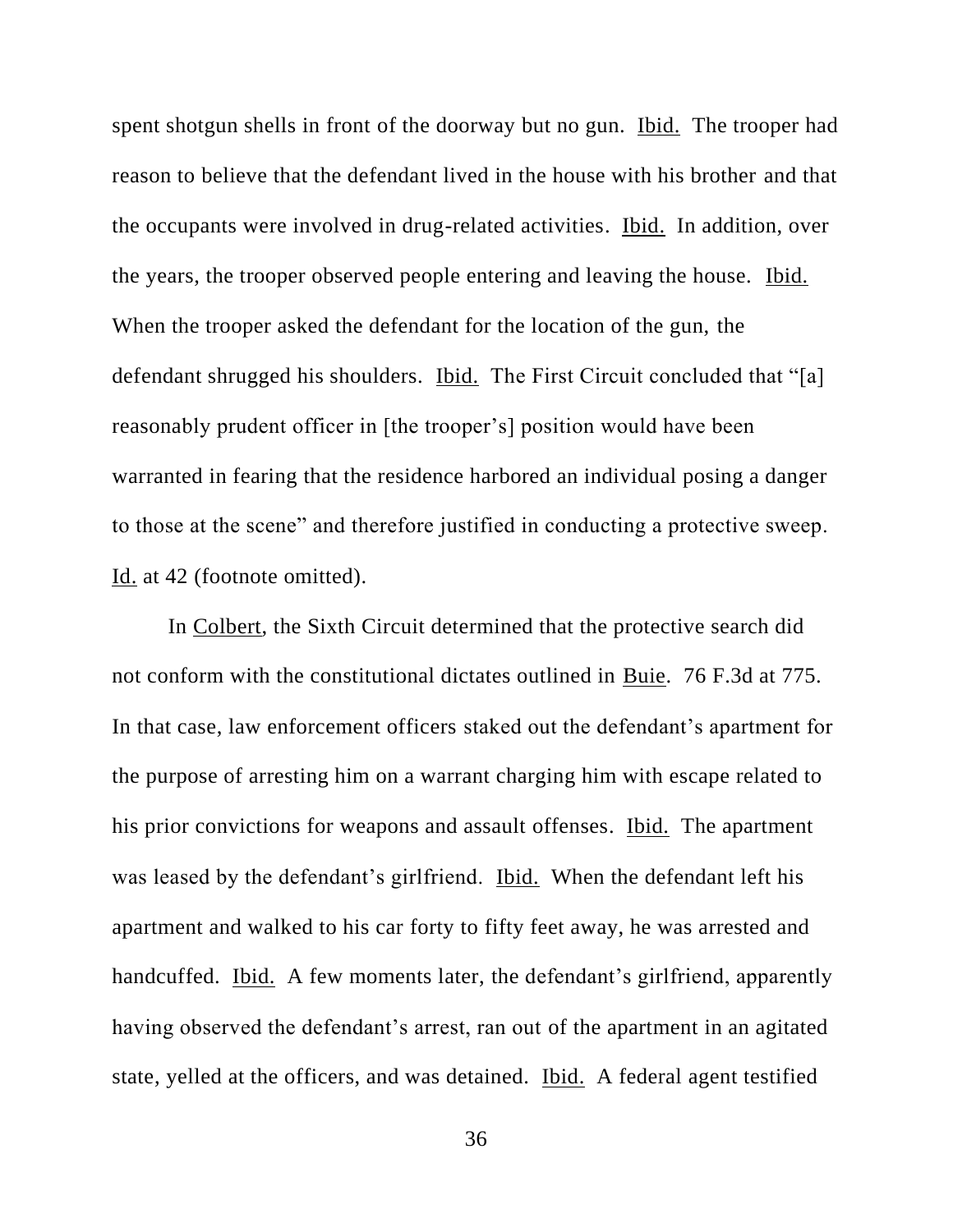spent shotgun shells in front of the doorway but no gun. Ibid. The trooper had reason to believe that the defendant lived in the house with his brother and that the occupants were involved in drug-related activities. Ibid. In addition, over the years, the trooper observed people entering and leaving the house. Ibid. When the trooper asked the defendant for the location of the gun, the defendant shrugged his shoulders. Ibid. The First Circuit concluded that "[a] reasonably prudent officer in [the trooper's] position would have been warranted in fearing that the residence harbored an individual posing a danger to those at the scene" and therefore justified in conducting a protective sweep. Id. at 42 (footnote omitted).

In Colbert, the Sixth Circuit determined that the protective search did not conform with the constitutional dictates outlined in Buie. 76 F.3d at 775. In that case, law enforcement officers staked out the defendant's apartment for the purpose of arresting him on a warrant charging him with escape related to his prior convictions for weapons and assault offenses. Ibid. The apartment was leased by the defendant's girlfriend. Ibid. When the defendant left his apartment and walked to his car forty to fifty feet away, he was arrested and handcuffed. Ibid. A few moments later, the defendant's girlfriend, apparently having observed the defendant's arrest, ran out of the apartment in an agitated state, yelled at the officers, and was detained. Ibid. A federal agent testified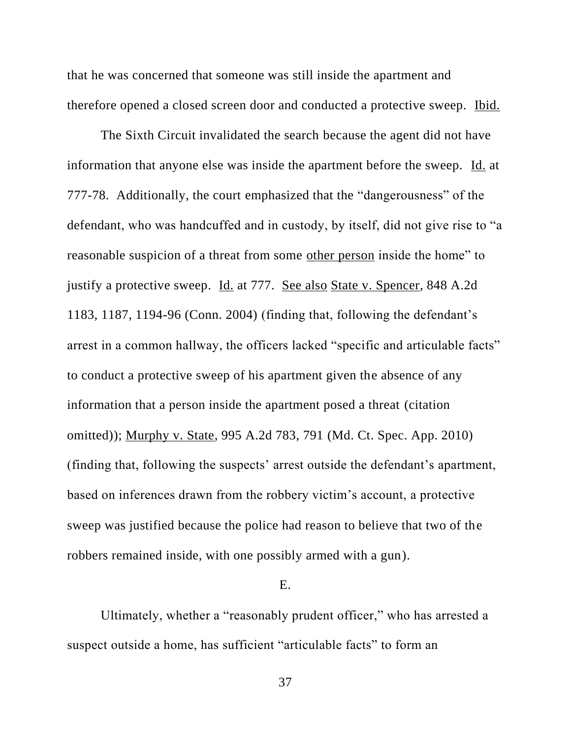that he was concerned that someone was still inside the apartment and therefore opened a closed screen door and conducted a protective sweep. Ibid.

The Sixth Circuit invalidated the search because the agent did not have information that anyone else was inside the apartment before the sweep. Id. at 777-78. Additionally, the court emphasized that the "dangerousness" of the defendant, who was handcuffed and in custody, by itself, did not give rise to "a reasonable suspicion of a threat from some other person inside the home" to justify a protective sweep. Id. at 777. See also State v. Spencer, 848 A.2d 1183, 1187, 1194-96 (Conn. 2004) (finding that, following the defendant's arrest in a common hallway, the officers lacked "specific and articulable facts" to conduct a protective sweep of his apartment given the absence of any information that a person inside the apartment posed a threat (citation omitted)); Murphy v. State, 995 A.2d 783, 791 (Md. Ct. Spec. App. 2010) (finding that, following the suspects' arrest outside the defendant's apartment, based on inferences drawn from the robbery victim's account, a protective sweep was justified because the police had reason to believe that two of the robbers remained inside, with one possibly armed with a gun).

E.

Ultimately, whether a "reasonably prudent officer," who has arrested a suspect outside a home, has sufficient "articulable facts" to form an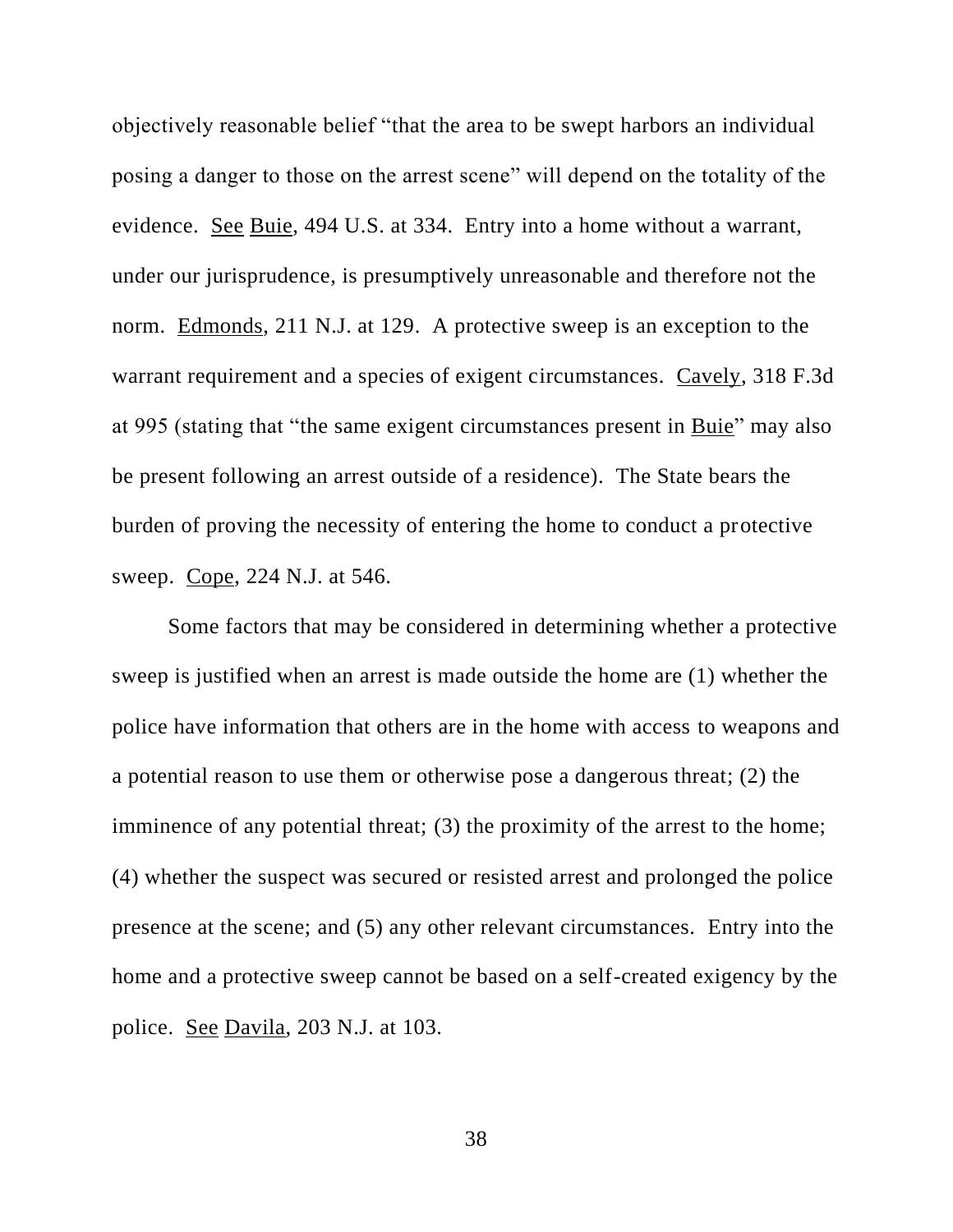objectively reasonable belief "that the area to be swept harbors an individual posing a danger to those on the arrest scene" will depend on the totality of the evidence. See Buie, 494 U.S. at 334. Entry into a home without a warrant, under our jurisprudence, is presumptively unreasonable and therefore not the norm. Edmonds, 211 N.J. at 129. A protective sweep is an exception to the warrant requirement and a species of exigent circumstances. Cavely, 318 F.3d at 995 (stating that "the same exigent circumstances present in Buie" may also be present following an arrest outside of a residence). The State bears the burden of proving the necessity of entering the home to conduct a protective sweep. Cope, 224 N.J. at 546.

Some factors that may be considered in determining whether a protective sweep is justified when an arrest is made outside the home are (1) whether the police have information that others are in the home with access to weapons and a potential reason to use them or otherwise pose a dangerous threat; (2) the imminence of any potential threat; (3) the proximity of the arrest to the home; (4) whether the suspect was secured or resisted arrest and prolonged the police presence at the scene; and (5) any other relevant circumstances. Entry into the home and a protective sweep cannot be based on a self-created exigency by the police. See Davila, 203 N.J. at 103.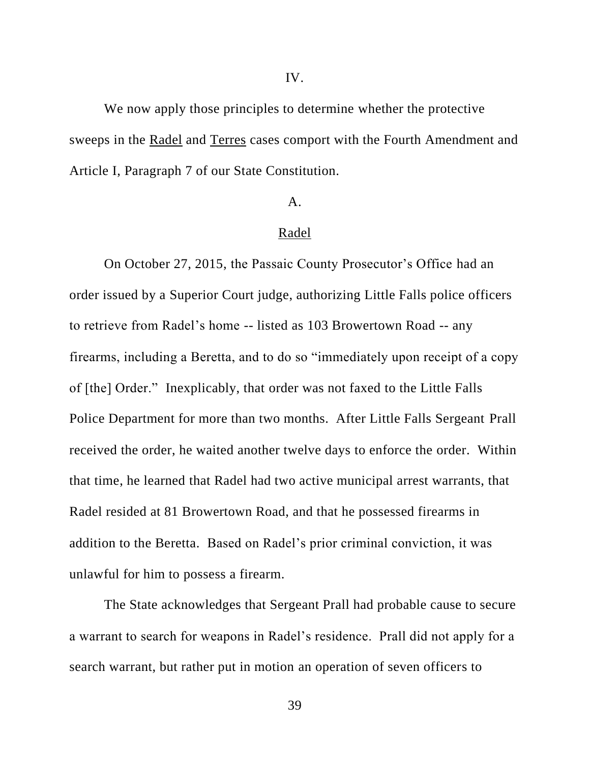## IV.

We now apply those principles to determine whether the protective sweeps in the Radel and Terres cases comport with the Fourth Amendment and Article I, Paragraph 7 of our State Constitution.

### A.

### Radel

On October 27, 2015, the Passaic County Prosecutor's Office had an order issued by a Superior Court judge, authorizing Little Falls police officers to retrieve from Radel's home -- listed as 103 Browertown Road -- any firearms, including a Beretta, and to do so "immediately upon receipt of a copy of [the] Order." Inexplicably, that order was not faxed to the Little Falls Police Department for more than two months. After Little Falls Sergeant Prall received the order, he waited another twelve days to enforce the order. Within that time, he learned that Radel had two active municipal arrest warrants, that Radel resided at 81 Browertown Road, and that he possessed firearms in addition to the Beretta. Based on Radel's prior criminal conviction, it was unlawful for him to possess a firearm.

The State acknowledges that Sergeant Prall had probable cause to secure a warrant to search for weapons in Radel's residence. Prall did not apply for a search warrant, but rather put in motion an operation of seven officers to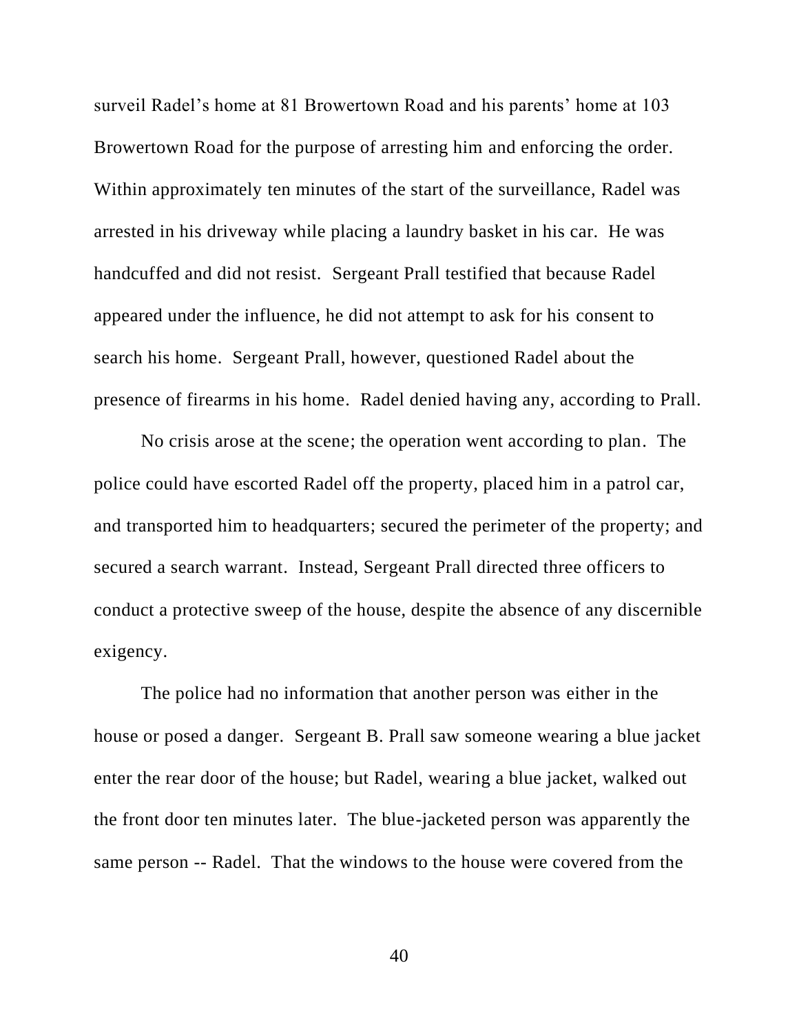surveil Radel's home at 81 Browertown Road and his parents' home at 103 Browertown Road for the purpose of arresting him and enforcing the order. Within approximately ten minutes of the start of the surveillance, Radel was arrested in his driveway while placing a laundry basket in his car. He was handcuffed and did not resist. Sergeant Prall testified that because Radel appeared under the influence, he did not attempt to ask for his consent to search his home. Sergeant Prall, however, questioned Radel about the presence of firearms in his home. Radel denied having any, according to Prall.

No crisis arose at the scene; the operation went according to plan. The police could have escorted Radel off the property, placed him in a patrol car, and transported him to headquarters; secured the perimeter of the property; and secured a search warrant. Instead, Sergeant Prall directed three officers to conduct a protective sweep of the house, despite the absence of any discernible exigency.

The police had no information that another person was either in the house or posed a danger. Sergeant B. Prall saw someone wearing a blue jacket enter the rear door of the house; but Radel, wearing a blue jacket, walked out the front door ten minutes later. The blue-jacketed person was apparently the same person -- Radel. That the windows to the house were covered from the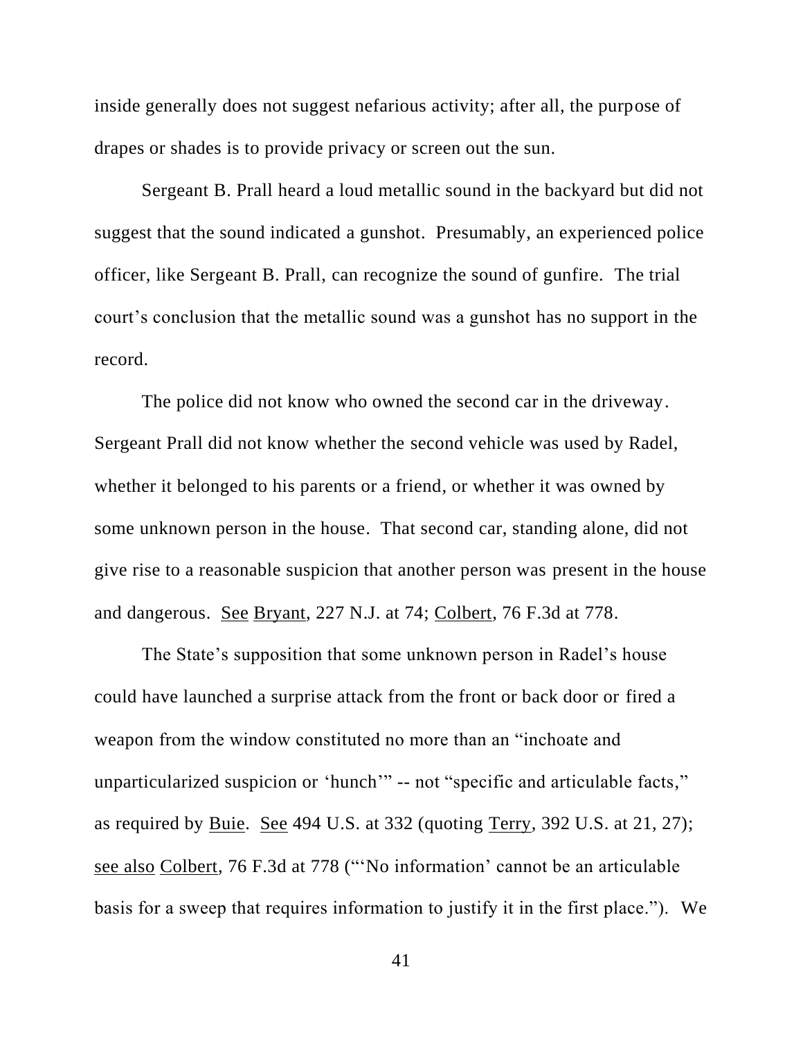inside generally does not suggest nefarious activity; after all, the purpose of drapes or shades is to provide privacy or screen out the sun.

Sergeant B. Prall heard a loud metallic sound in the backyard but did not suggest that the sound indicated a gunshot. Presumably, an experienced police officer, like Sergeant B. Prall, can recognize the sound of gunfire. The trial court's conclusion that the metallic sound was a gunshot has no support in the record.

The police did not know who owned the second car in the driveway. Sergeant Prall did not know whether the second vehicle was used by Radel, whether it belonged to his parents or a friend, or whether it was owned by some unknown person in the house. That second car, standing alone, did not give rise to a reasonable suspicion that another person was present in the house and dangerous. See Bryant, 227 N.J. at 74; Colbert, 76 F.3d at 778.

The State's supposition that some unknown person in Radel's house could have launched a surprise attack from the front or back door or fired a weapon from the window constituted no more than an "inchoate and unparticularized suspicion or 'hunch'" -- not "specific and articulable facts," as required by Buie. See 494 U.S. at 332 (quoting Terry, 392 U.S. at 21, 27); see also Colbert, 76 F.3d at 778 ("'No information' cannot be an articulable basis for a sweep that requires information to justify it in the first place."). We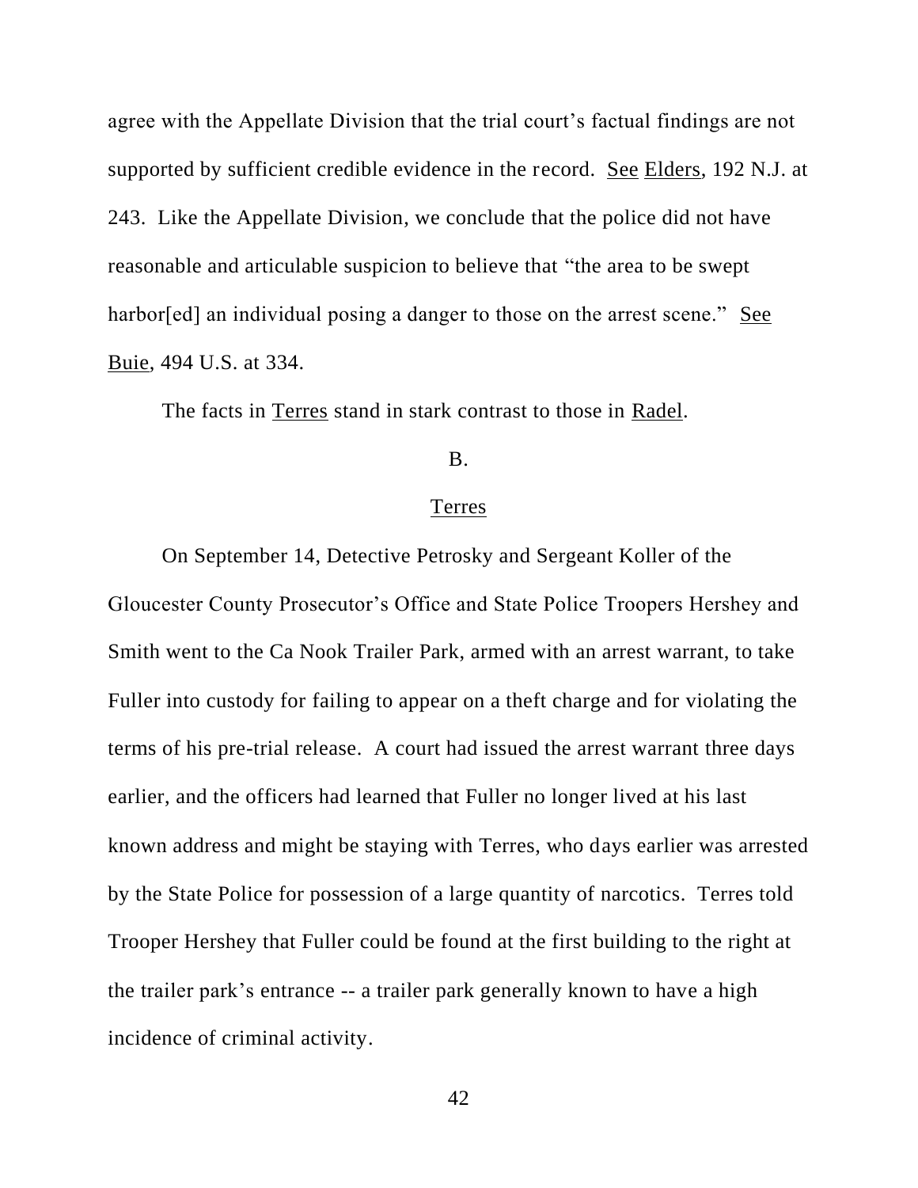agree with the Appellate Division that the trial court's factual findings are not supported by sufficient credible evidence in the record. See Elders, 192 N.J. at 243. Like the Appellate Division, we conclude that the police did not have reasonable and articulable suspicion to believe that "the area to be swept harbor[ed] an individual posing a danger to those on the arrest scene." See Buie, 494 U.S. at 334.

The facts in Terres stand in stark contrast to those in Radel.

B.

Terres

On September 14, Detective Petrosky and Sergeant Koller of the Gloucester County Prosecutor's Office and State Police Troopers Hershey and Smith went to the Ca Nook Trailer Park, armed with an arrest warrant, to take Fuller into custody for failing to appear on a theft charge and for violating the terms of his pre-trial release. A court had issued the arrest warrant three days earlier, and the officers had learned that Fuller no longer lived at his last known address and might be staying with Terres, who days earlier was arrested by the State Police for possession of a large quantity of narcotics. Terres told Trooper Hershey that Fuller could be found at the first building to the right at the trailer park's entrance -- a trailer park generally known to have a high incidence of criminal activity.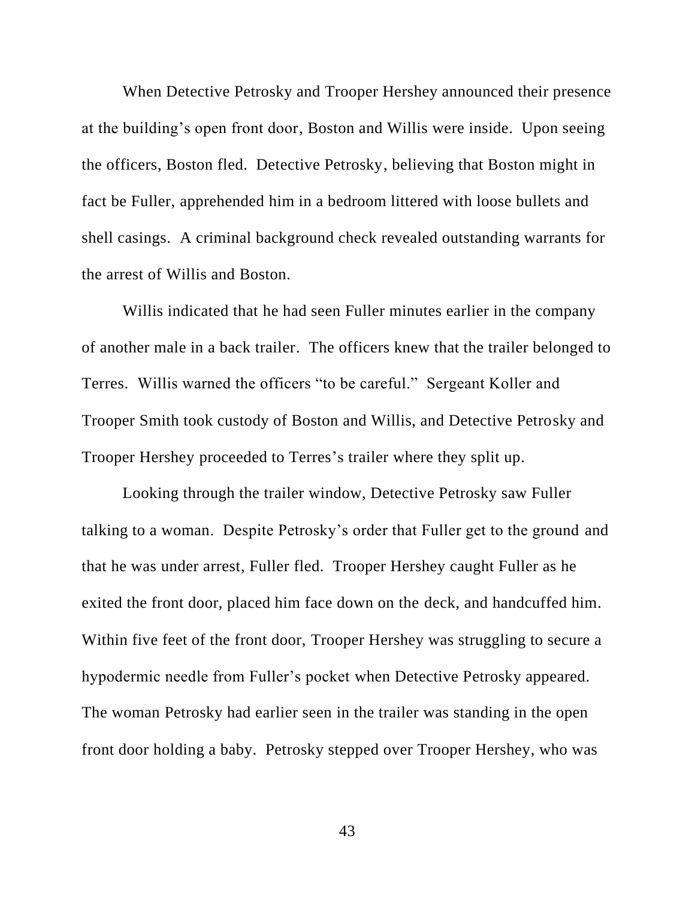When Detective Petrosky and Trooper Hershey announced their presence at the building's open front door, Boston and Willis were inside. Upon seeing the officers, Boston fled. Detective Petrosky, believing that Boston might in fact be Fuller, apprehended him in a bedroom littered with loose bullets and shell casings. A criminal background check revealed outstanding warrants for the arrest of Willis and Boston.

Willis indicated that he had seen Fuller minutes earlier in the company of another male in a back trailer. The officers knew that the trailer belonged to Terres. Willis warned the officers "to be careful." Sergeant Koller and Trooper Smith took custody of Boston and Willis, and Detective Petrosky and Trooper Hershey proceeded to Terres's trailer where they split up.

Looking through the trailer window, Detective Petrosky saw Fuller talking to a woman. Despite Petrosky's order that Fuller get to the ground and that he was under arrest, Fuller fled. Trooper Hershey caught Fuller as he exited the front door, placed him face down on the deck, and handcuffed him. Within five feet of the front door, Trooper Hershey was struggling to secure a hypodermic needle from Fuller's pocket when Detective Petrosky appeared. The woman Petrosky had earlier seen in the trailer was standing in the open front door holding a baby. Petrosky stepped over Trooper Hershey, who was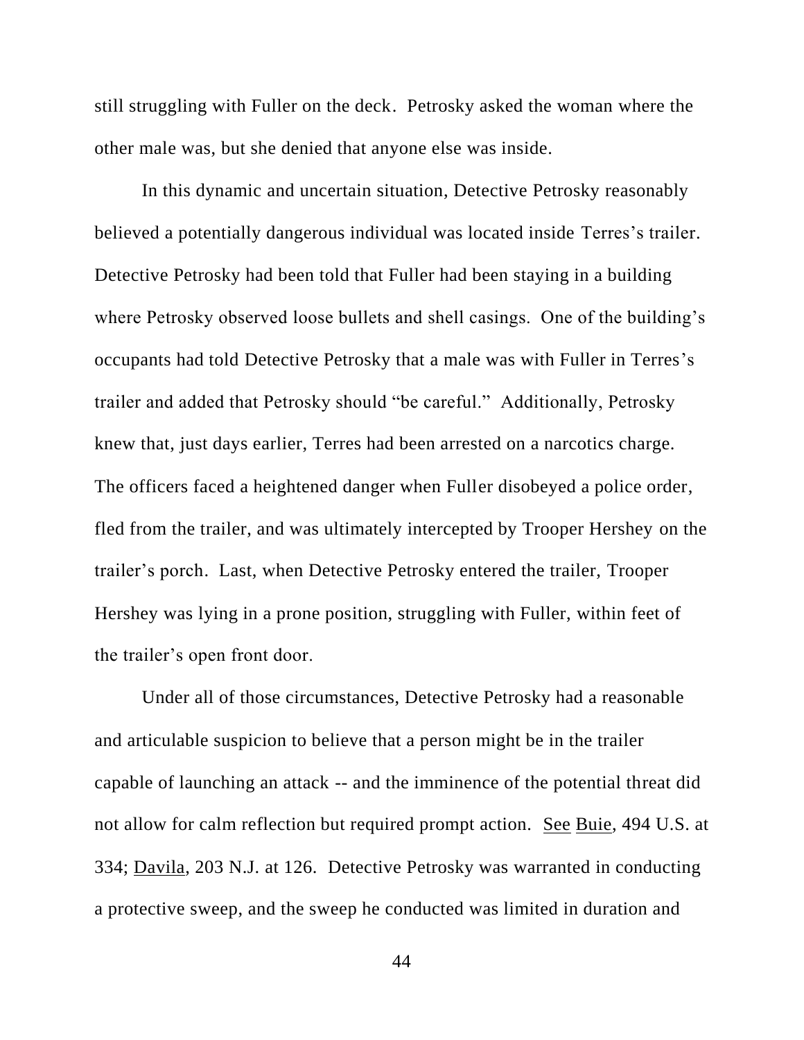still struggling with Fuller on the deck. Petrosky asked the woman where the other male was, but she denied that anyone else was inside.

In this dynamic and uncertain situation, Detective Petrosky reasonably believed a potentially dangerous individual was located inside Terres's trailer. Detective Petrosky had been told that Fuller had been staying in a building where Petrosky observed loose bullets and shell casings. One of the building's occupants had told Detective Petrosky that a male was with Fuller in Terres's trailer and added that Petrosky should "be careful." Additionally, Petrosky knew that, just days earlier, Terres had been arrested on a narcotics charge. The officers faced a heightened danger when Fuller disobeyed a police order, fled from the trailer, and was ultimately intercepted by Trooper Hershey on the trailer's porch. Last, when Detective Petrosky entered the trailer, Trooper Hershey was lying in a prone position, struggling with Fuller, within feet of the trailer's open front door.

Under all of those circumstances, Detective Petrosky had a reasonable and articulable suspicion to believe that a person might be in the trailer capable of launching an attack -- and the imminence of the potential threat did not allow for calm reflection but required prompt action. See Buie, 494 U.S. at 334; Davila, 203 N.J. at 126. Detective Petrosky was warranted in conducting a protective sweep, and the sweep he conducted was limited in duration and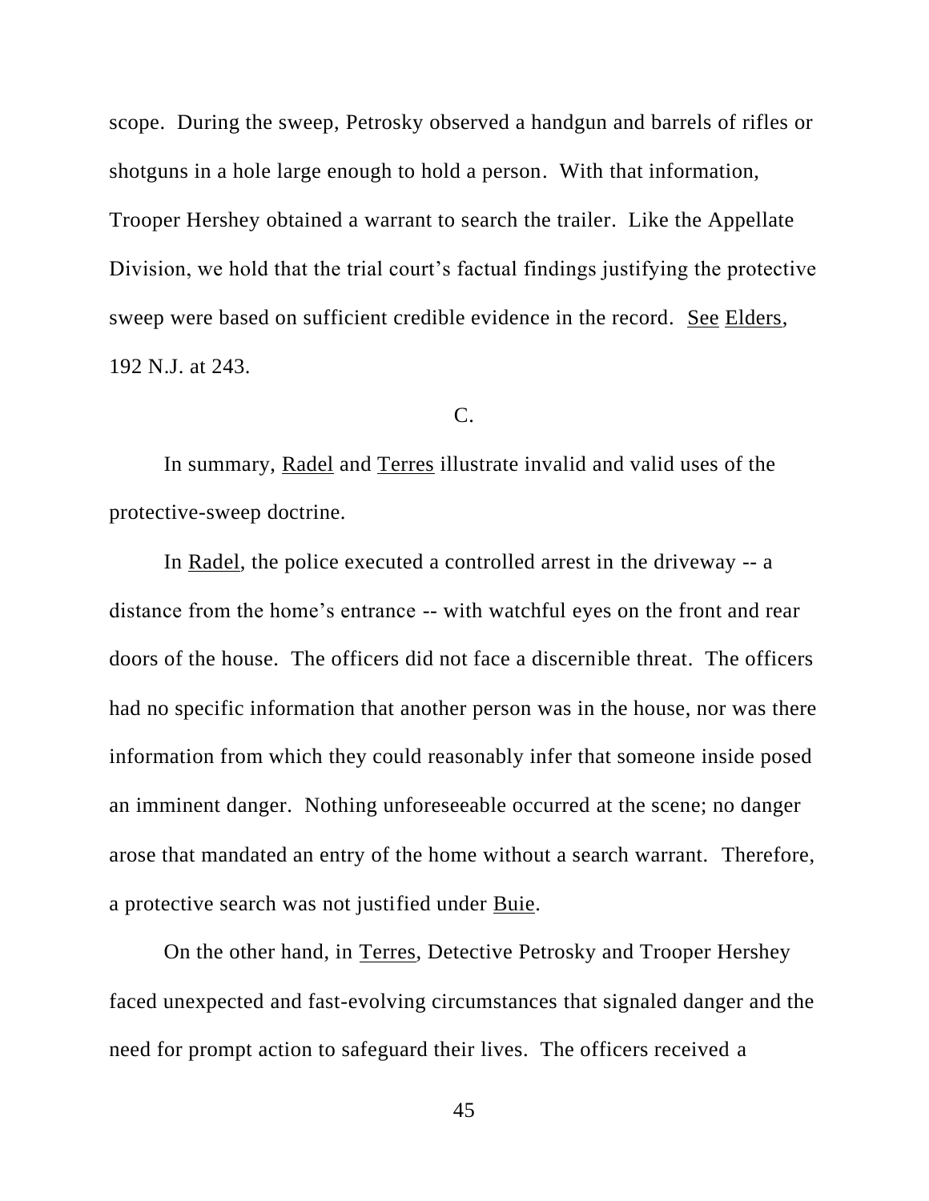scope. During the sweep, Petrosky observed a handgun and barrels of rifles or shotguns in a hole large enough to hold a person. With that information, Trooper Hershey obtained a warrant to search the trailer. Like the Appellate Division, we hold that the trial court's factual findings justifying the protective sweep were based on sufficient credible evidence in the record. See Elders, 192 N.J. at 243.

C.

In summary, Radel and Terres illustrate invalid and valid uses of the protective-sweep doctrine.

In Radel, the police executed a controlled arrest in the driveway -- a distance from the home's entrance -- with watchful eyes on the front and rear doors of the house. The officers did not face a discernible threat. The officers had no specific information that another person was in the house, nor was there information from which they could reasonably infer that someone inside posed an imminent danger. Nothing unforeseeable occurred at the scene; no danger arose that mandated an entry of the home without a search warrant. Therefore, a protective search was not justified under Buie.

On the other hand, in Terres, Detective Petrosky and Trooper Hershey faced unexpected and fast-evolving circumstances that signaled danger and the need for prompt action to safeguard their lives. The officers received a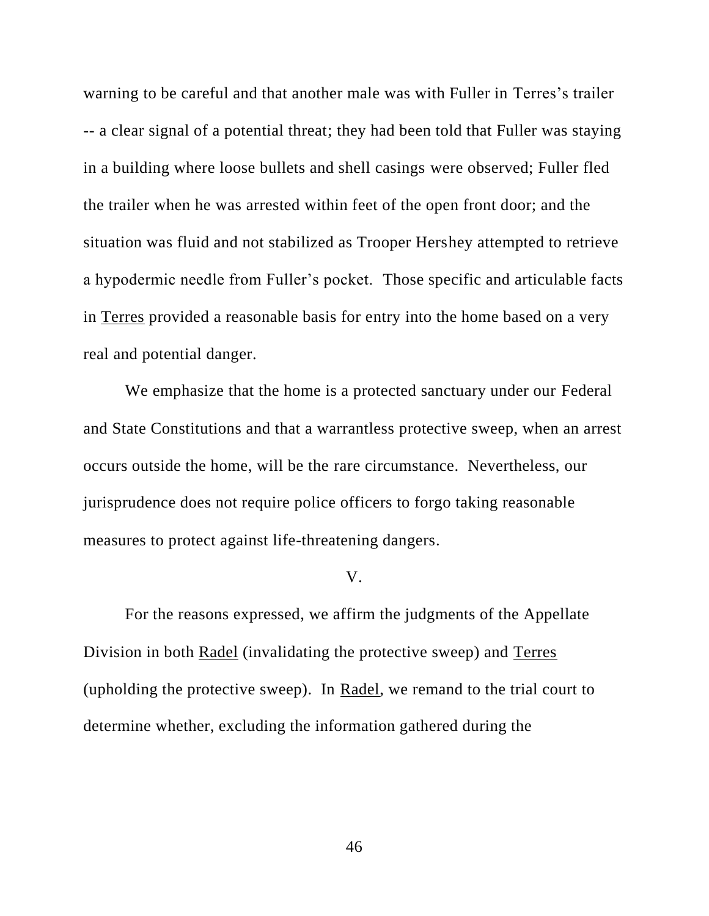warning to be careful and that another male was with Fuller in Terres's trailer -- a clear signal of a potential threat; they had been told that Fuller was staying in a building where loose bullets and shell casings were observed; Fuller fled the trailer when he was arrested within feet of the open front door; and the situation was fluid and not stabilized as Trooper Hershey attempted to retrieve a hypodermic needle from Fuller's pocket. Those specific and articulable facts in Terres provided a reasonable basis for entry into the home based on a very real and potential danger.

We emphasize that the home is a protected sanctuary under our Federal and State Constitutions and that a warrantless protective sweep, when an arrest occurs outside the home, will be the rare circumstance. Nevertheless, our jurisprudence does not require police officers to forgo taking reasonable measures to protect against life-threatening dangers.

## V.

For the reasons expressed, we affirm the judgments of the Appellate Division in both Radel (invalidating the protective sweep) and Terres (upholding the protective sweep). In Radel, we remand to the trial court to determine whether, excluding the information gathered during the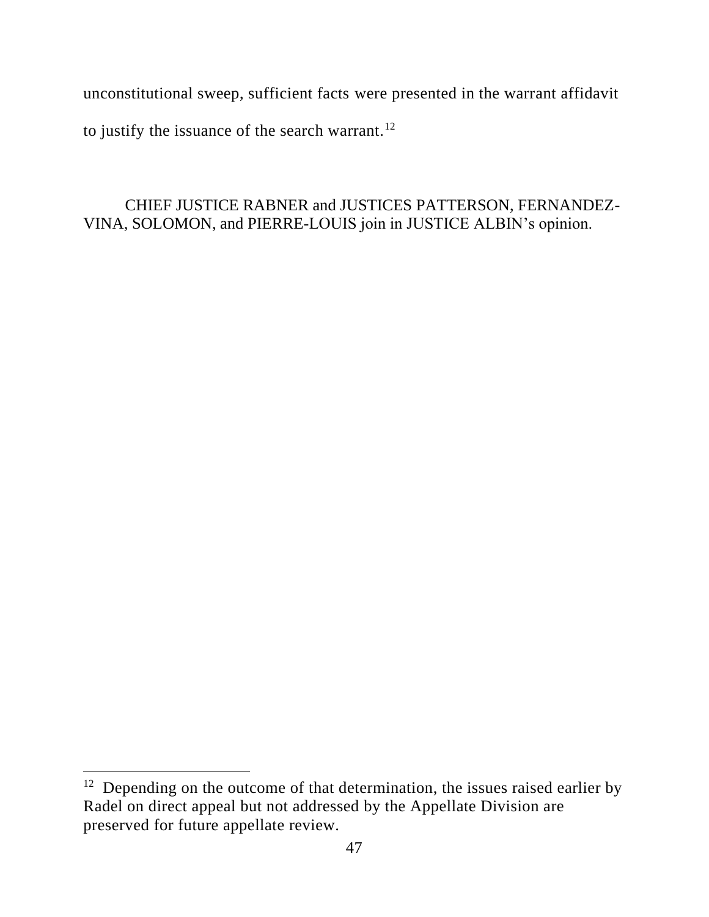unconstitutional sweep, sufficient facts were presented in the warrant affidavit to justify the issuance of the search warrant.[12]

CHIEF JUSTICE RABNER and JUSTICES PATTERSON, FERNANDEZ-VINA, SOLOMON, and PIERRE-LOUIS join in JUSTICE ALBIN's opinion.

---

[12] Depending on the outcome of that determination, the issues raised earlier by Radel on direct appeal but not addressed by the Appellate Division are preserved for future appellate review.